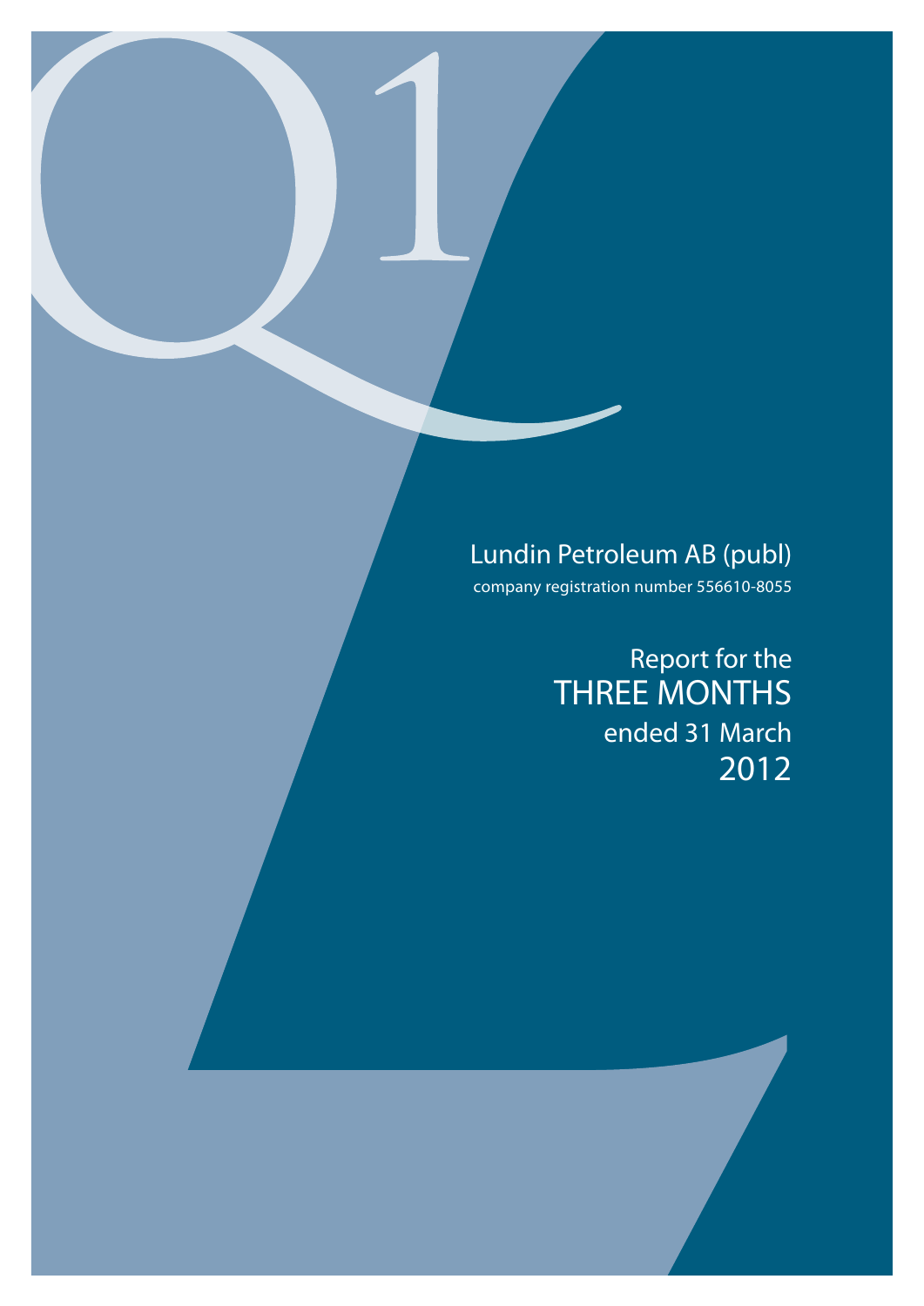# Lundin Petroleum AB (publ)

company registration number 556610-8055

## Report for the THREE MONTHS ended 31 March 2012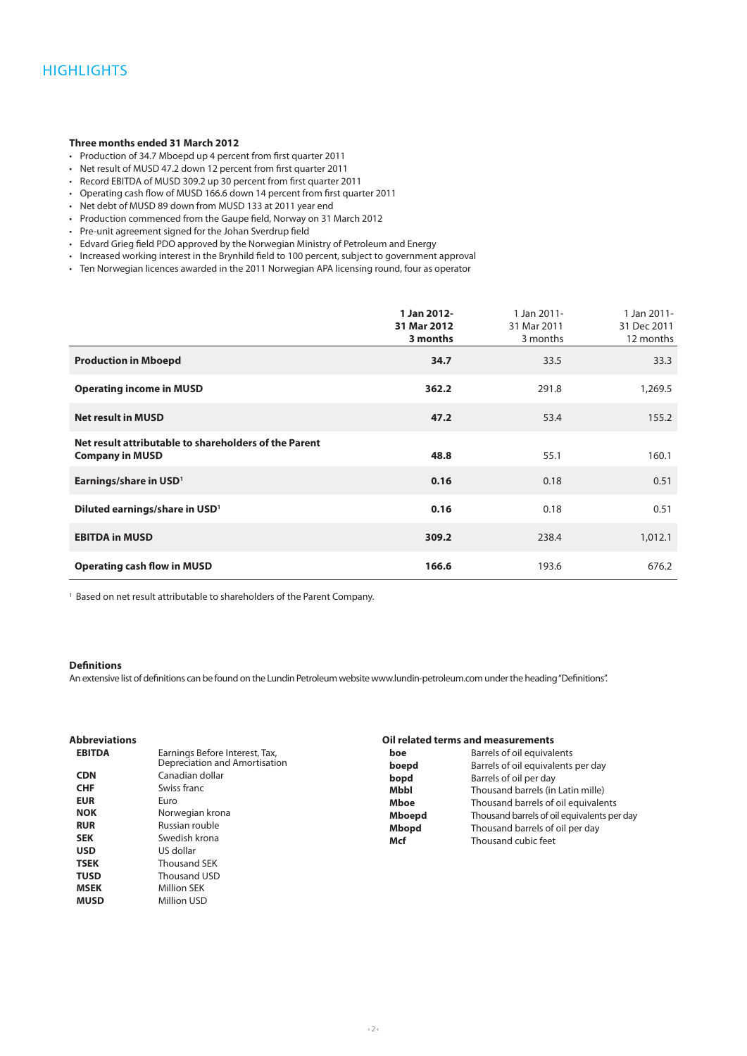# HIGHLIGHTS

**Three months ended 31 March 2012**

- Production of 34.7 Mboepd up 4 percent from first quarter 2011
- Net result of MUSD 47.2 down 12 percent from first quarter 2011
- Record EBITDA of MUSD 309.2 up 30 percent from first quarter 2011
- Operating cash flow of MUSD 166.6 down 14 percent from first quarter 2011
- Net debt of MUSD 89 down from MUSD 133 at 2011 year end
- Production commenced from the Gaupe field, Norway on 31 March 2012
- Pre-unit agreement signed for the Johan Sverdrup field
- Edvard Grieg field PDO approved by the Norwegian Ministry of Petroleum and Energy
- Increased working interest in the Brynhild field to 100 percent, subject to government approval
- Ten Norwegian licences awarded in the 2011 Norwegian APA licensing round, four as operator

| | **1 Jan 2012- 31 Mar 2012 3 months** | 1 Jan 2011- 31 Mar 2011 3 months | 1 Jan 2011- 31 Dec 2011 12 months |
|---|---|---|---|
| **Production in Mboepd** | **34.7** | 33.5 | 33.3 |
| **Operating income in MUSD** | **362.2** | 291.8 | 1,269.5 |
| **Net result in MUSD** | **47.2** | 53.4 | 155.2 |
| **Net result attributable to shareholders of the Parent Company in MUSD** | **48.8** | 55.1 | 160.1 |
| **Earnings/share in USD[1]** | **0.16** | 0.18 | 0.51 |
| **Diluted earnings/share in USD[1]** | **0.16** | 0.18 | 0.51 |
| **EBITDA in MUSD** | **309.2** | 238.4 | 1,012.1 |
| **Operating cash flow in MUSD** | **166.6** | 193.6 | 676.2 |

[1] Based on net result attributable to shareholders of the Parent Company.

**Definitions**

An extensive list of definitions can be found on the Lundin Petroleum website www.lundin-petroleum.com under the heading "Definitions".

**Abbreviations**

| | |
|---|---|
| **EBITDA** | Earnings Before Interest, Tax, Depreciation and Amortisation |
| **CDN** | Canadian dollar |
| **CHF** | Swiss franc |
| **EUR** | Euro |
| **NOK** | Norwegian krona |
| **RUR** | Russian rouble |
| **SEK** | Swedish krona |
| **USD** | US dollar |
| **TSEK** | Thousand SEK |
| **TUSD** | Thousand USD |
| **MSEK** | Million SEK |
| **MUSD** | Million USD |

**Oil related terms and measurements**

| | |
|---|---|
| **boe** | Barrels of oil equivalents |
| **boepd** | Barrels of oil equivalents per day |
| **bopd** | Barrels of oil per day |
| **Mbbl** | Thousand barrels (in Latin mille) |
| **Mboe** | Thousand barrels of oil equivalents |
| **Mboepd** | Thousand barrels of oil equivalents per day |
| **Mbopd** | Thousand barrels of oil per day |
| **Mcf** | Thousand cubic feet |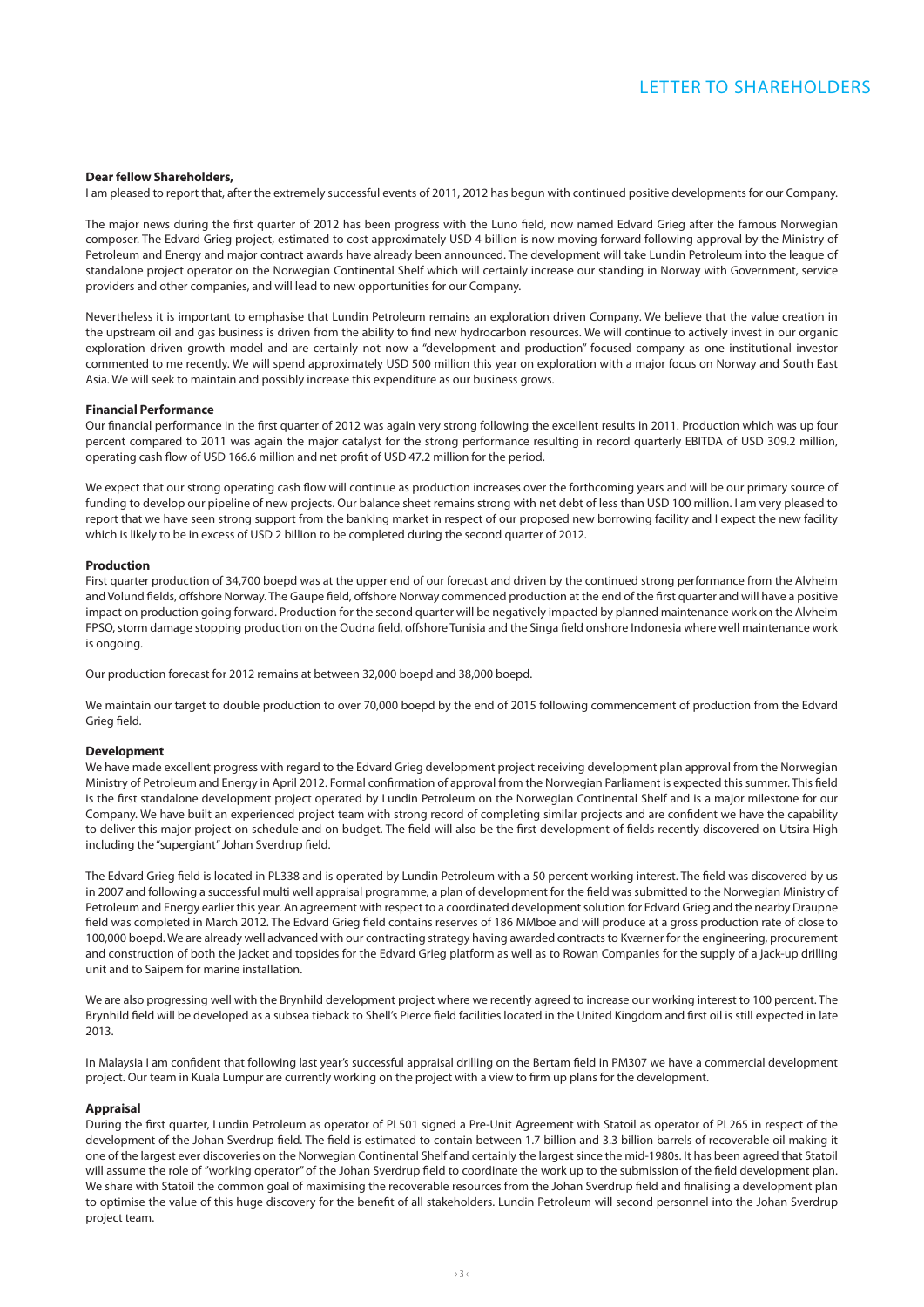# LETTER TO SHAREHOLDERS

**Dear fellow Shareholders,**

I am pleased to report that, after the extremely successful events of 2011, 2012 has begun with continued positive developments for our Company.

The major news during the first quarter of 2012 has been progress with the Luno field, now named Edvard Grieg after the famous Norwegian composer. The Edvard Grieg project, estimated to cost approximately USD 4 billion is now moving forward following approval by the Ministry of Petroleum and Energy and major contract awards have already been announced. The development will take Lundin Petroleum into the league of standalone project operator on the Norwegian Continental Shelf which will certainly increase our standing in Norway with Government, service providers and other companies, and will lead to new opportunities for our Company.

Nevertheless it is important to emphasise that Lundin Petroleum remains an exploration driven Company. We believe that the value creation in the upstream oil and gas business is driven from the ability to find new hydrocarbon resources. We will continue to actively invest in our organic exploration driven growth model and are certainly not now a "development and production" focused company as one institutional investor commented to me recently. We will spend approximately USD 500 million this year on exploration with a major focus on Norway and South East Asia. We will seek to maintain and possibly increase this expenditure as our business grows.

**Financial Performance**

Our financial performance in the first quarter of 2012 was again very strong following the excellent results in 2011. Production which was up four percent compared to 2011 was again the major catalyst for the strong performance resulting in record quarterly EBITDA of USD 309.2 million, operating cash flow of USD 166.6 million and net profit of USD 47.2 million for the period.

We expect that our strong operating cash flow will continue as production increases over the forthcoming years and will be our primary source of funding to develop our pipeline of new projects. Our balance sheet remains strong with net debt of less than USD 100 million. I am very pleased to report that we have seen strong support from the banking market in respect of our proposed new borrowing facility and I expect the new facility which is likely to be in excess of USD 2 billion to be completed during the second quarter of 2012.

**Production**

First quarter production of 34,700 boepd was at the upper end of our forecast and driven by the continued strong performance from the Alvheim and Volund fields, offshore Norway. The Gaupe field, offshore Norway commenced production at the end of the first quarter and will have a positive impact on production going forward. Production for the second quarter will be negatively impacted by planned maintenance work on the Alvheim FPSO, storm damage stopping production on the Oudna field, offshore Tunisia and the Singa field onshore Indonesia where well maintenance work is ongoing.

Our production forecast for 2012 remains at between 32,000 boepd and 38,000 boepd.

We maintain our target to double production to over 70,000 boepd by the end of 2015 following commencement of production from the Edvard Grieg field.

**Development**

We have made excellent progress with regard to the Edvard Grieg development project receiving development plan approval from the Norwegian Ministry of Petroleum and Energy in April 2012. Formal confirmation of approval from the Norwegian Parliament is expected this summer. This field is the first standalone development project operated by Lundin Petroleum on the Norwegian Continental Shelf and is a major milestone for our Company. We have built an experienced project team with strong record of completing similar projects and are confident we have the capability to deliver this major project on schedule and on budget. The field will also be the first development of fields recently discovered on Utsira High including the "supergiant" Johan Sverdrup field.

The Edvard Grieg field is located in PL338 and is operated by Lundin Petroleum with a 50 percent working interest. The field was discovered by us in 2007 and following a successful multi well appraisal programme, a plan of development for the field was submitted to the Norwegian Ministry of Petroleum and Energy earlier this year. An agreement with respect to a coordinated development solution for Edvard Grieg and the nearby Draupne field was completed in March 2012. The Edvard Grieg field contains reserves of 186 MMboe and will produce at a gross production rate of close to 100,000 boepd. We are already well advanced with our contracting strategy having awarded contracts to Kværner for the engineering, procurement and construction of both the jacket and topsides for the Edvard Grieg platform as well as to Rowan Companies for the supply of a jack-up drilling unit and to Saipem for marine installation.

We are also progressing well with the Brynhild development project where we recently agreed to increase our working interest to 100 percent. The Brynhild field will be developed as a subsea tieback to Shell's Pierce field facilities located in the United Kingdom and first oil is still expected in late 2013.

In Malaysia I am confident that following last year's successful appraisal drilling on the Bertam field in PM307 we have a commercial development project. Our team in Kuala Lumpur are currently working on the project with a view to firm up plans for the development.

**Appraisal**

During the first quarter, Lundin Petroleum as operator of PL501 signed a Pre-Unit Agreement with Statoil as operator of PL265 in respect of the development of the Johan Sverdrup field. The field is estimated to contain between 1.7 billion and 3.3 billion barrels of recoverable oil making it one of the largest ever discoveries on the Norwegian Continental Shelf and certainly the largest since the mid-1980s. It has been agreed that Statoil will assume the role of "working operator" of the Johan Sverdrup field to coordinate the work up to the submission of the field development plan. We share with Statoil the common goal of maximising the recoverable resources from the Johan Sverdrup field and finalising a development plan to optimise the value of this huge discovery for the benefit of all stakeholders. Lundin Petroleum will second personnel into the Johan Sverdrup project team.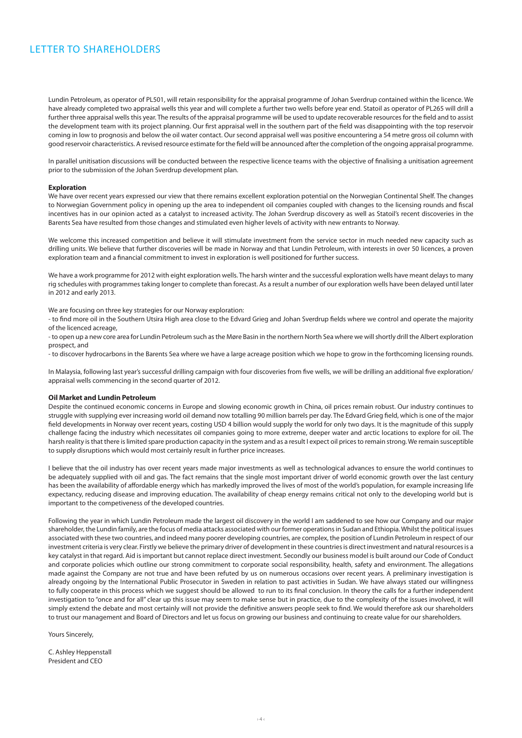# LETTER TO SHAREHOLDERS

Lundin Petroleum, as operator of PL501, will retain responsibility for the appraisal programme of Johan Sverdrup contained within the licence. We have already completed two appraisal wells this year and will complete a further two wells before year end. Statoil as operator of PL265 will drill a further three appraisal wells this year. The results of the appraisal programme will be used to update recoverable resources for the field and to assist the development team with its project planning. Our first appraisal well in the southern part of the field was disappointing with the top reservoir coming in low to prognosis and below the oil water contact. Our second appraisal well was positive encountering a 54 metre gross oil column with good reservoir characteristics. A revised resource estimate for the field will be announced after the completion of the ongoing appraisal programme.

In parallel unitisation discussions will be conducted between the respective licence teams with the objective of finalising a unitisation agreement prior to the submission of the Johan Sverdrup development plan.

**Exploration**

We have over recent years expressed our view that there remains excellent exploration potential on the Norwegian Continental Shelf. The changes to Norwegian Government policy in opening up the area to independent oil companies coupled with changes to the licensing rounds and fiscal incentives has in our opinion acted as a catalyst to increased activity. The Johan Sverdrup discovery as well as Statoil's recent discoveries in the Barents Sea have resulted from those changes and stimulated even higher levels of activity with new entrants to Norway.

We welcome this increased competition and believe it will stimulate investment from the service sector in much needed new capacity such as drilling units. We believe that further discoveries will be made in Norway and that Lundin Petroleum, with interests in over 50 licences, a proven exploration team and a financial commitment to invest in exploration is well positioned for further success.

We have a work programme for 2012 with eight exploration wells. The harsh winter and the successful exploration wells have meant delays to many rig schedules with programmes taking longer to complete than forecast. As a result a number of our exploration wells have been delayed until later in 2012 and early 2013.

We are focusing on three key strategies for our Norway exploration:

- to find more oil in the Southern Utsira High area close to the Edvard Grieg and Johan Sverdrup fields where we control and operate the majority of the licenced acreage,
- to open up a new core area for Lundin Petroleum such as the Møre Basin in the northern North Sea where we will shortly drill the Albert exploration prospect, and
- to discover hydrocarbons in the Barents Sea where we have a large acreage position which we hope to grow in the forthcoming licensing rounds.

In Malaysia, following last year's successful drilling campaign with four discoveries from five wells, we will be drilling an additional five exploration/appraisal wells commencing in the second quarter of 2012.

**Oil Market and Lundin Petroleum**

Despite the continued economic concerns in Europe and slowing economic growth in China, oil prices remain robust. Our industry continues to struggle with supplying ever increasing world oil demand now totalling 90 million barrels per day. The Edvard Grieg field, which is one of the major field developments in Norway over recent years, costing USD 4 billion would supply the world for only two days. It is the magnitude of this supply challenge facing the industry which necessitates oil companies going to more extreme, deeper water and arctic locations to explore for oil. The harsh reality is that there is limited spare production capacity in the system and as a result I expect oil prices to remain strong. We remain susceptible to supply disruptions which would most certainly result in further price increases.

I believe that the oil industry has over recent years made major investments as well as technological advances to ensure the world continues to be adequately supplied with oil and gas. The fact remains that the single most important driver of world economic growth over the last century has been the availability of affordable energy which has markedly improved the lives of most of the world's population, for example increasing life expectancy, reducing disease and improving education. The availability of cheap energy remains critical not only to the developing world but is important to the competiveness of the developed countries.

Following the year in which Lundin Petroleum made the largest oil discovery in the world I am saddened to see how our Company and our major shareholder, the Lundin family, are the focus of media attacks associated with our former operations in Sudan and Ethiopia. Whilst the political issues associated with these two countries, and indeed many poorer developing countries, are complex, the position of Lundin Petroleum in respect of our investment criteria is very clear. Firstly we believe the primary driver of development in these countries is direct investment and natural resources is a key catalyst in that regard. Aid is important but cannot replace direct investment. Secondly our business model is built around our Code of Conduct and corporate policies which outline our strong commitment to corporate social responsibility, health, safety and environment. The allegations made against the Company are not true and have been refuted by us on numerous occasions over recent years. A preliminary investigation is already ongoing by the International Public Prosecutor in Sweden in relation to past activities in Sudan. We have always stated our willingness to fully cooperate in this process which we suggest should be allowed to run to its final conclusion. In theory the calls for a further independent investigation to "once and for all" clear up this issue may seem to make sense but in practice, due to the complexity of the issues involved, it will simply extend the debate and most certainly will not provide the definitive answers people seek to find. We would therefore ask our shareholders to trust our management and Board of Directors and let us focus on growing our business and continuing to create value for our shareholders.

Yours Sincerely,

C. Ashley Heppenstall
President and CEO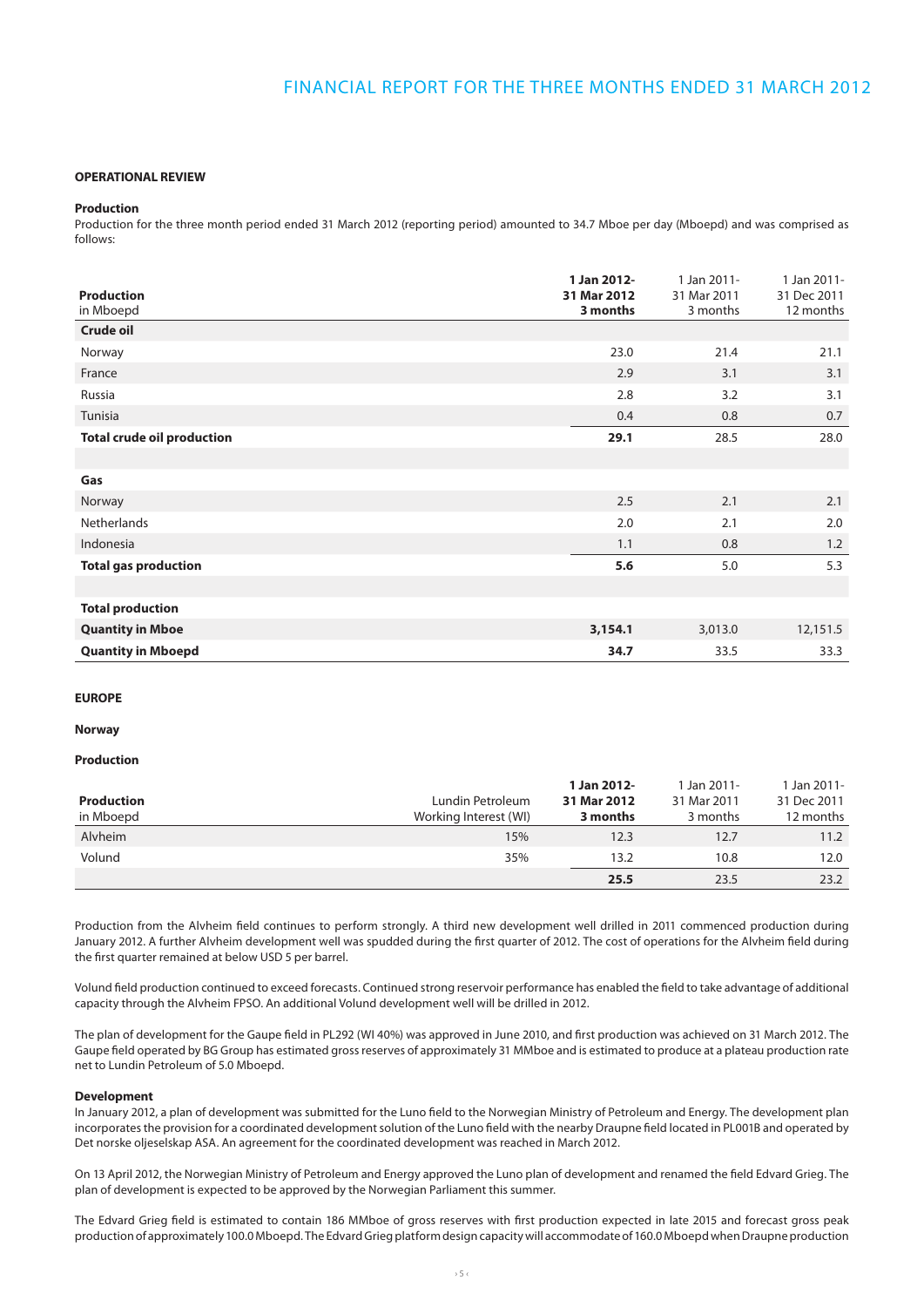## OPERATIONAL REVIEW

### Production

Production for the three month period ended 31 March 2012 (reporting period) amounted to 34.7 Mboe per day (Mboepd) and was comprised as follows:

| Production in Mboepd | 1 Jan 2012- 31 Mar 2012 3 months | 1 Jan 2011- 31 Mar 2011 3 months | 1 Jan 2011- 31 Dec 2011 12 months |
|---|---|---|---|
| **Crude oil** | | | |
| Norway | 23.0 | 21.4 | 21.1 |
| France | 2.9 | 3.1 | 3.1 |
| Russia | 2.8 | 3.2 | 3.1 |
| Tunisia | 0.4 | 0.8 | 0.7 |
| **Total crude oil production** | **29.1** | 28.5 | 28.0 |
| | | | |
| **Gas** | | | |
| Norway | 2.5 | 2.1 | 2.1 |
| Netherlands | 2.0 | 2.1 | 2.0 |
| Indonesia | 1.1 | 0.8 | 1.2 |
| **Total gas production** | **5.6** | 5.0 | 5.3 |
| | | | |
| **Total production** | | | |
| **Quantity in Mboe** | **3,154.1** | 3,013.0 | 12,151.5 |
| **Quantity in Mboepd** | **34.7** | 33.5 | 33.3 |

## EUROPE

### Norway

#### Production

| Production in Mboepd | Lundin Petroleum Working Interest (WI) | 1 Jan 2012- 31 Mar 2012 3 months | 1 Jan 2011- 31 Mar 2011 3 months | 1 Jan 2011- 31 Dec 2011 12 months |
|---|---|---|---|---|
| Alvheim | 15% | 12.3 | 12.7 | 11.2 |
| Volund | 35% | 13.2 | 10.8 | 12.0 |
| | | **25.5** | 23.5 | 23.2 |

Production from the Alvheim field continues to perform strongly. A third new development well drilled in 2011 commenced production during January 2012. A further Alvheim development well was spudded during the first quarter of 2012. The cost of operations for the Alvheim field during the first quarter remained at below USD 5 per barrel.

Volund field production continued to exceed forecasts. Continued strong reservoir performance has enabled the field to take advantage of additional capacity through the Alvheim FPSO. An additional Volund development well will be drilled in 2012.

The plan of development for the Gaupe field in PL292 (WI 40%) was approved in June 2010, and first production was achieved on 31 March 2012. The Gaupe field operated by BG Group has estimated gross reserves of approximately 31 MMboe and is estimated to produce at a plateau production rate net to Lundin Petroleum of 5.0 Mboepd.

#### Development

In January 2012, a plan of development was submitted for the Luno field to the Norwegian Ministry of Petroleum and Energy. The development plan incorporates the provision for a coordinated development solution of the Luno field with the nearby Draupne field located in PL001B and operated by Det norske oljeselskap ASA. An agreement for the coordinated development was reached in March 2012.

On 13 April 2012, the Norwegian Ministry of Petroleum and Energy approved the Luno plan of development and renamed the field Edvard Grieg. The plan of development is expected to be approved by the Norwegian Parliament this summer.

The Edvard Grieg field is estimated to contain 186 MMboe of gross reserves with first production expected in late 2015 and forecast gross peak production of approximately 100.0 Mboepd. The Edvard Grieg platform design capacity will accommodate of 160.0 Mboepd when Draupne production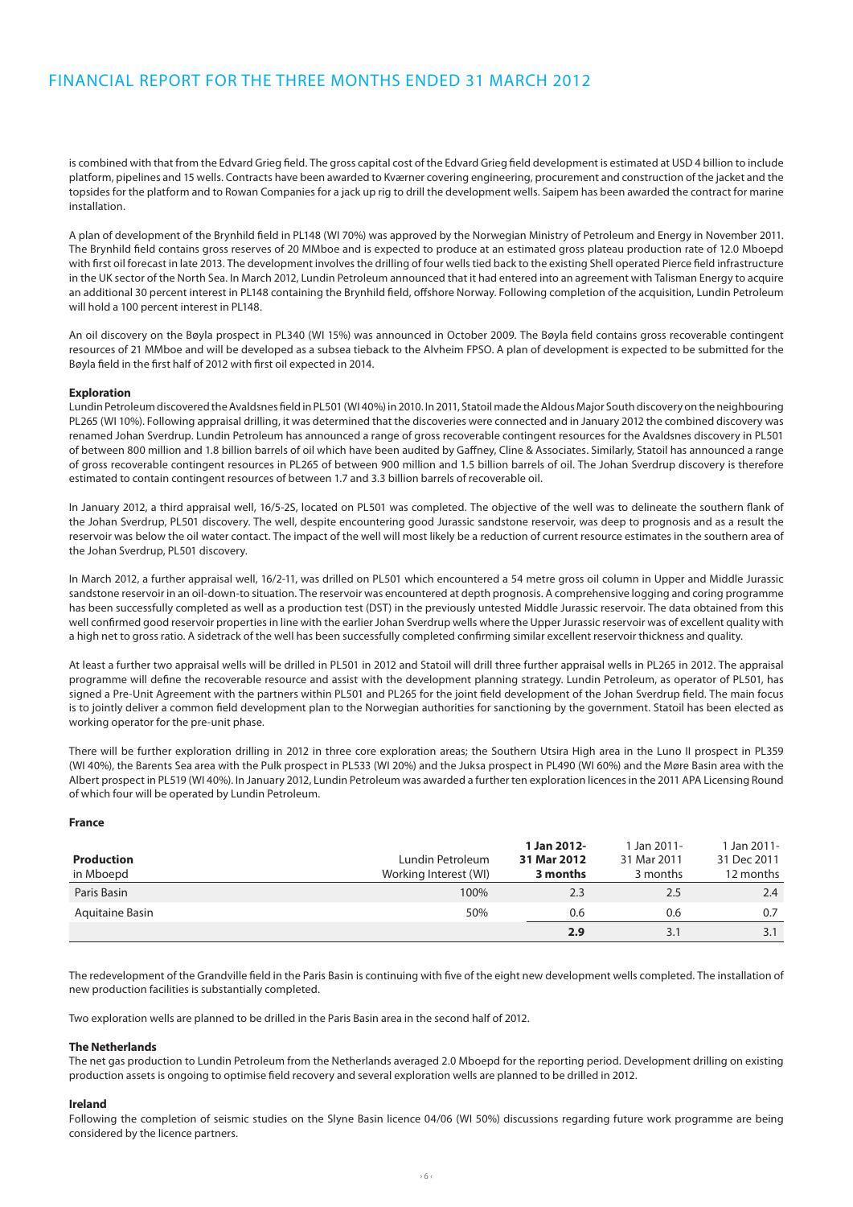is combined with that from the Edvard Grieg field. The gross capital cost of the Edvard Grieg field development is estimated at USD 4 billion to include platform, pipelines and 15 wells. Contracts have been awarded to Kværner covering engineering, procurement and construction of the jacket and the topsides for the platform and to Rowan Companies for a jack up rig to drill the development wells. Saipem has been awarded the contract for marine installation.

A plan of development of the Brynhild field in PL148 (WI 70%) was approved by the Norwegian Ministry of Petroleum and Energy in November 2011. The Brynhild field contains gross reserves of 20 MMboe and is expected to produce at an estimated gross plateau production rate of 12.0 Mboepd with first oil forecast in late 2013. The development involves the drilling of four wells tied back to the existing Shell operated Pierce field infrastructure in the UK sector of the North Sea. In March 2012, Lundin Petroleum announced that it had entered into an agreement with Talisman Energy to acquire an additional 30 percent interest in PL148 containing the Brynhild field, offshore Norway. Following completion of the acquisition, Lundin Petroleum will hold a 100 percent interest in PL148.

An oil discovery on the Bøyla prospect in PL340 (WI 15%) was announced in October 2009. The Bøyla field contains gross recoverable contingent resources of 21 MMboe and will be developed as a subsea tieback to the Alvheim FPSO. A plan of development is expected to be submitted for the Bøyla field in the first half of 2012 with first oil expected in 2014.

#### Exploration

Lundin Petroleum discovered the Avaldsnes field in PL501 (WI 40%) in 2010. In 2011, Statoil made the Aldous Major South discovery on the neighbouring PL265 (WI 10%). Following appraisal drilling, it was determined that the discoveries were connected and in January 2012 the combined discovery was renamed Johan Sverdrup. Lundin Petroleum has announced a range of gross recoverable contingent resources for the Avaldsnes discovery in PL501 of between 800 million and 1.8 billion barrels of oil which have been audited by Gaffney, Cline & Associates. Similarly, Statoil has announced a range of gross recoverable contingent resources in PL265 of between 900 million and 1.5 billion barrels of oil. The Johan Sverdrup discovery is therefore estimated to contain contingent resources of between 1.7 and 3.3 billion barrels of recoverable oil.

In January 2012, a third appraisal well, 16/5-2S, located on PL501 was completed. The objective of the well was to delineate the southern flank of the Johan Sverdrup, PL501 discovery. The well, despite encountering good Jurassic sandstone reservoir, was deep to prognosis and as a result the reservoir was below the oil water contact. The impact of the well will most likely be a reduction of current resource estimates in the southern area of the Johan Sverdrup, PL501 discovery.

In March 2012, a further appraisal well, 16/2-11, was drilled on PL501 which encountered a 54 metre gross oil column in Upper and Middle Jurassic sandstone reservoir in an oil-down-to situation. The reservoir was encountered at depth prognosis. A comprehensive logging and coring programme has been successfully completed as well as a production test (DST) in the previously untested Middle Jurassic reservoir. The data obtained from this well confirmed good reservoir properties in line with the earlier Johan Sverdrup wells where the Upper Jurassic reservoir was of excellent quality with a high net to gross ratio. A sidetrack of the well has been successfully completed confirming similar excellent reservoir thickness and quality.

At least a further two appraisal wells will be drilled in PL501 in 2012 and Statoil will drill three further appraisal wells in PL265 in 2012. The appraisal programme will define the recoverable resource and assist with the development planning strategy. Lundin Petroleum, as operator of PL501, has signed a Pre-Unit Agreement with the partners within PL501 and PL265 for the joint field development of the Johan Sverdrup field. The main focus is to jointly deliver a common field development plan to the Norwegian authorities for sanctioning by the government. Statoil has been elected as working operator for the pre-unit phase.

There will be further exploration drilling in 2012 in three core exploration areas; the Southern Utsira High area in the Luno II prospect in PL359 (WI 40%), the Barents Sea area with the Pulk prospect in PL533 (WI 20%) and the Juksa prospect in PL490 (WI 60%) and the Møre Basin area with the Albert prospect in PL519 (WI 40%). In January 2012, Lundin Petroleum was awarded a further ten exploration licences in the 2011 APA Licensing Round of which four will be operated by Lundin Petroleum.

#### France

| **Production** in Mboepd | Lundin Petroleum Working Interest (WI) | **1 Jan 2012- 31 Mar 2012 3 months** | 1 Jan 2011- 31 Mar 2011 3 months | 1 Jan 2011- 31 Dec 2011 12 months |
|---|---|---|---|---|
| Paris Basin | 100% | 2.3 | 2.5 | 2.4 |
| Aquitaine Basin | 50% | 0.6 | 0.6 | 0.7 |
| | | **2.9** | 3.1 | 3.1 |

The redevelopment of the Grandville field in the Paris Basin is continuing with five of the eight new development wells completed. The installation of new production facilities is substantially completed.

Two exploration wells are planned to be drilled in the Paris Basin area in the second half of 2012.

#### The Netherlands

The net gas production to Lundin Petroleum from the Netherlands averaged 2.0 Mboepd for the reporting period. Development drilling on existing production assets is ongoing to optimise field recovery and several exploration wells are planned to be drilled in 2012.

#### Ireland

Following the completion of seismic studies on the Slyne Basin licence 04/06 (WI 50%) discussions regarding future work programme are being considered by the licence partners.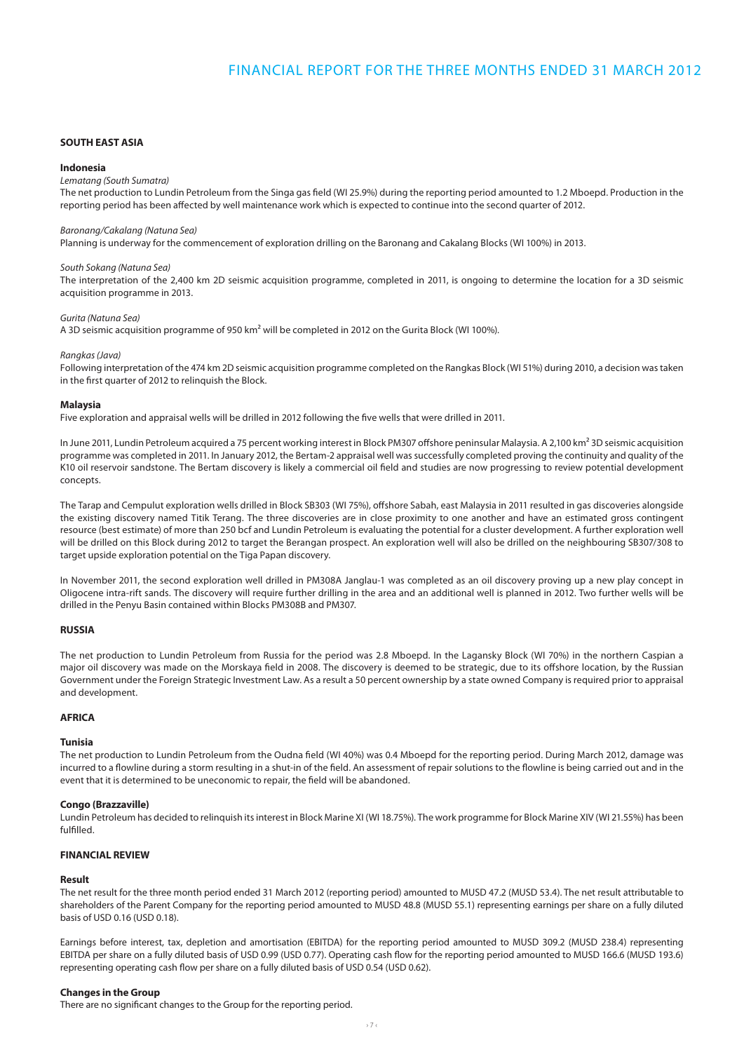## SOUTH EAST ASIA

### Indonesia

*Lematang (South Sumatra)*

The net production to Lundin Petroleum from the Singa gas field (WI 25.9%) during the reporting period amounted to 1.2 Mboepd. Production in the reporting period has been affected by well maintenance work which is expected to continue into the second quarter of 2012.

*Baronang/Cakalang (Natuna Sea)*

Planning is underway for the commencement of exploration drilling on the Baronang and Cakalang Blocks (WI 100%) in 2013.

*South Sokang (Natuna Sea)*

The interpretation of the 2,400 km 2D seismic acquisition programme, completed in 2011, is ongoing to determine the location for a 3D seismic acquisition programme in 2013.

*Gurita (Natuna Sea)*

A 3D seismic acquisition programme of 950 km² will be completed in 2012 on the Gurita Block (WI 100%).

*Rangkas (Java)*

Following interpretation of the 474 km 2D seismic acquisition programme completed on the Rangkas Block (WI 51%) during 2010, a decision was taken in the first quarter of 2012 to relinquish the Block.

### Malaysia

Five exploration and appraisal wells will be drilled in 2012 following the five wells that were drilled in 2011.

In June 2011, Lundin Petroleum acquired a 75 percent working interest in Block PM307 offshore peninsular Malaysia. A 2,100 km² 3D seismic acquisition programme was completed in 2011. In January 2012, the Bertam-2 appraisal well was successfully completed proving the continuity and quality of the K10 oil reservoir sandstone. The Bertam discovery is likely a commercial oil field and studies are now progressing to review potential development concepts.

The Tarap and Cempulut exploration wells drilled in Block SB303 (WI 75%), offshore Sabah, east Malaysia in 2011 resulted in gas discoveries alongside the existing discovery named Titik Terang. The three discoveries are in close proximity to one another and have an estimated gross contingent resource (best estimate) of more than 250 bcf and Lundin Petroleum is evaluating the potential for a cluster development. A further exploration well will be drilled on this Block during 2012 to target the Berangan prospect. An exploration well will also be drilled on the neighbouring SB307/308 to target upside exploration potential on the Tiga Papan discovery.

In November 2011, the second exploration well drilled in PM308A Janglau-1 was completed as an oil discovery proving up a new play concept in Oligocene intra-rift sands. The discovery will require further drilling in the area and an additional well is planned in 2012. Two further wells will be drilled in the Penyu Basin contained within Blocks PM308B and PM307.

## RUSSIA

The net production to Lundin Petroleum from Russia for the period was 2.8 Mboepd. In the Lagansky Block (WI 70%) in the northern Caspian a major oil discovery was made on the Morskaya field in 2008. The discovery is deemed to be strategic, due to its offshore location, by the Russian Government under the Foreign Strategic Investment Law. As a result a 50 percent ownership by a state owned Company is required prior to appraisal and development.

## AFRICA

### Tunisia

The net production to Lundin Petroleum from the Oudna field (WI 40%) was 0.4 Mboepd for the reporting period. During March 2012, damage was incurred to a flowline during a storm resulting in a shut-in of the field. An assessment of repair solutions to the flowline is being carried out and in the event that it is determined to be uneconomic to repair, the field will be abandoned.

### Congo (Brazzaville)

Lundin Petroleum has decided to relinquish its interest in Block Marine XI (WI 18.75%). The work programme for Block Marine XIV (WI 21.55%) has been fulfilled.

## FINANCIAL REVIEW

### Result

The net result for the three month period ended 31 March 2012 (reporting period) amounted to MUSD 47.2 (MUSD 53.4). The net result attributable to shareholders of the Parent Company for the reporting period amounted to MUSD 48.8 (MUSD 55.1) representing earnings per share on a fully diluted basis of USD 0.16 (USD 0.18).

Earnings before interest, tax, depletion and amortisation (EBITDA) for the reporting period amounted to MUSD 309.2 (MUSD 238.4) representing EBITDA per share on a fully diluted basis of USD 0.99 (USD 0.77). Operating cash flow for the reporting period amounted to MUSD 166.6 (MUSD 193.6) representing operating cash flow per share on a fully diluted basis of USD 0.54 (USD 0.62).

### Changes in the Group

There are no significant changes to the Group for the reporting period.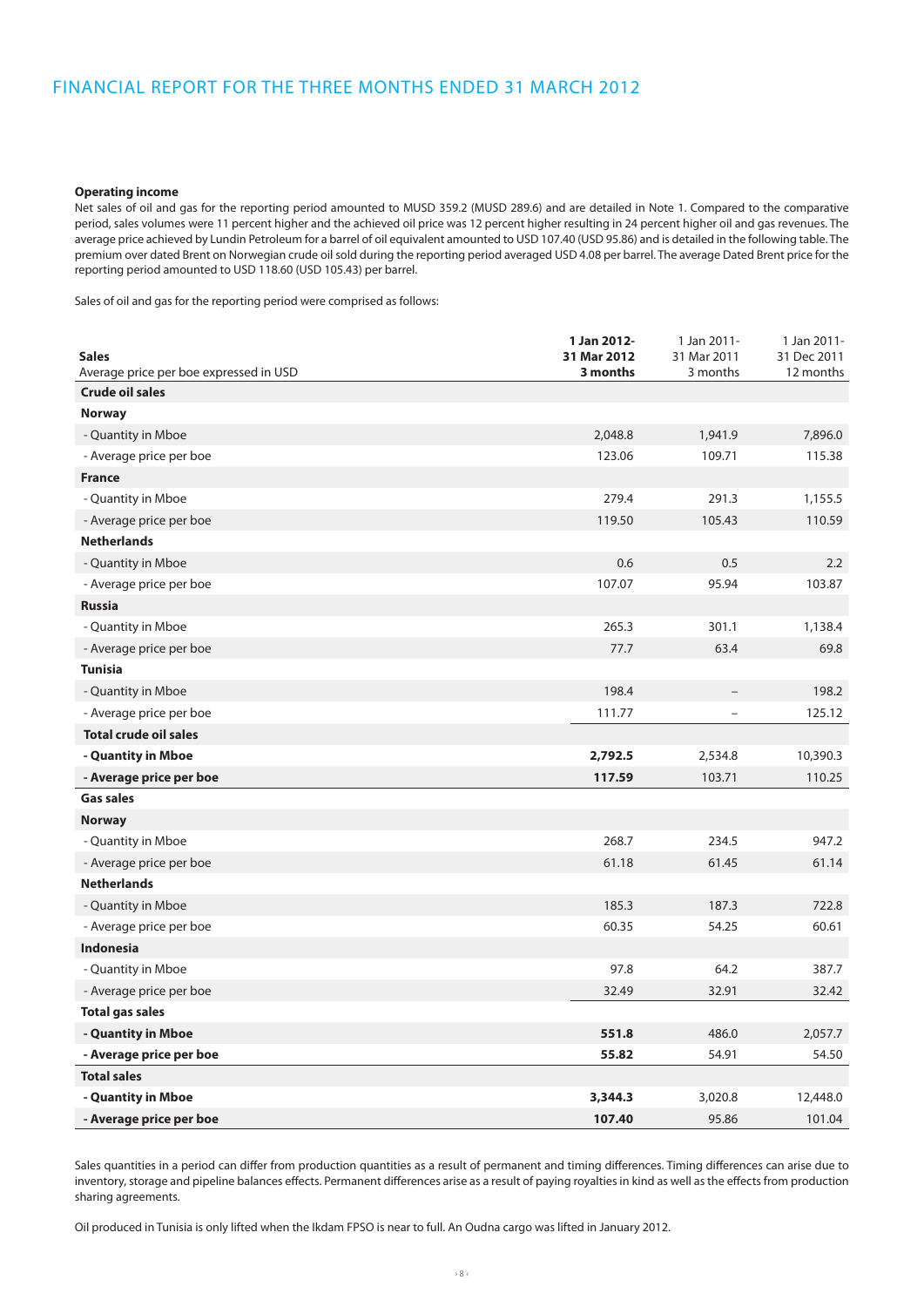# FINANCIAL REPORT FOR THE THREE MONTHS ENDED 31 MARCH 2012

**Operating income**

Net sales of oil and gas for the reporting period amounted to MUSD 359.2 (MUSD 289.6) and are detailed in Note 1. Compared to the comparative period, sales volumes were 11 percent higher and the achieved oil price was 12 percent higher resulting in 24 percent higher oil and gas revenues. The average price achieved by Lundin Petroleum for a barrel of oil equivalent amounted to USD 107.40 (USD 95.86) and is detailed in the following table. The premium over dated Brent on Norwegian crude oil sold during the reporting period averaged USD 4.08 per barrel. The average Dated Brent price for the reporting period amounted to USD 118.60 (USD 105.43) per barrel.

Sales of oil and gas for the reporting period were comprised as follows:

| **Sales**<br>Average price per boe expressed in USD | **1 Jan 2012-<br>31 Mar 2012<br>3 months** | 1 Jan 2011-<br>31 Mar 2011<br>3 months | 1 Jan 2011-<br>31 Dec 2011<br>12 months |
|---|---|---|---|
| **Crude oil sales** | | | |
| **Norway** | | | |
| - Quantity in Mboe | 2,048.8 | 1,941.9 | 7,896.0 |
| - Average price per boe | 123.06 | 109.71 | 115.38 |
| **France** | | | |
| - Quantity in Mboe | 279.4 | 291.3 | 1,155.5 |
| - Average price per boe | 119.50 | 105.43 | 110.59 |
| **Netherlands** | | | |
| - Quantity in Mboe | 0.6 | 0.5 | 2.2 |
| - Average price per boe | 107.07 | 95.94 | 103.87 |
| **Russia** | | | |
| - Quantity in Mboe | 265.3 | 301.1 | 1,138.4 |
| - Average price per boe | 77.7 | 63.4 | 69.8 |
| **Tunisia** | | | |
| - Quantity in Mboe | 198.4 | – | 198.2 |
| - Average price per boe | 111.77 | – | 125.12 |
| **Total crude oil sales** | | | |
| **- Quantity in Mboe** | **2,792.5** | 2,534.8 | 10,390.3 |
| **- Average price per boe** | **117.59** | 103.71 | 110.25 |
| **Gas sales** | | | |
| **Norway** | | | |
| - Quantity in Mboe | 268.7 | 234.5 | 947.2 |
| - Average price per boe | 61.18 | 61.45 | 61.14 |
| **Netherlands** | | | |
| - Quantity in Mboe | 185.3 | 187.3 | 722.8 |
| - Average price per boe | 60.35 | 54.25 | 60.61 |
| **Indonesia** | | | |
| - Quantity in Mboe | 97.8 | 64.2 | 387.7 |
| - Average price per boe | 32.49 | 32.91 | 32.42 |
| **Total gas sales** | | | |
| **- Quantity in Mboe** | **551.8** | 486.0 | 2,057.7 |
| **- Average price per boe** | **55.82** | 54.91 | 54.50 |
| **Total sales** | | | |
| **- Quantity in Mboe** | **3,344.3** | 3,020.8 | 12,448.0 |
| **- Average price per boe** | **107.40** | 95.86 | 101.04 |

Sales quantities in a period can differ from production quantities as a result of permanent and timing differences. Timing differences can arise due to inventory, storage and pipeline balances effects. Permanent differences arise as a result of paying royalties in kind as well as the effects from production sharing agreements.

Oil produced in Tunisia is only lifted when the Ikdam FPSO is near to full. An Oudna cargo was lifted in January 2012.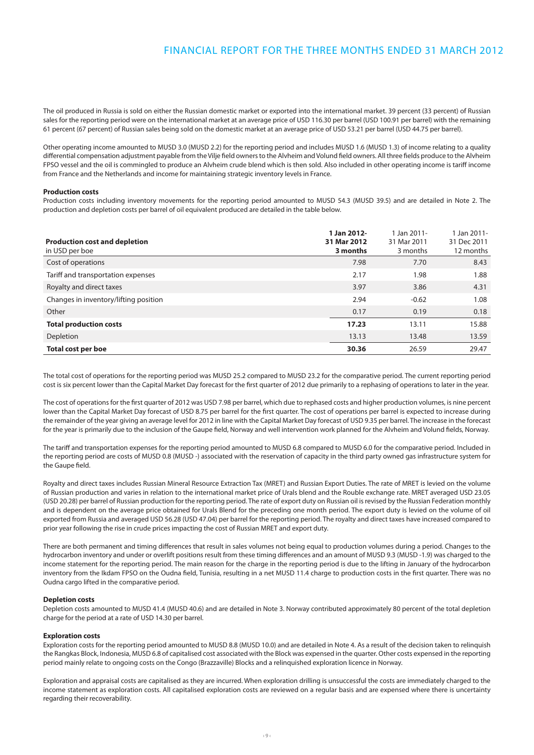The oil produced in Russia is sold on either the Russian domestic market or exported into the international market. 39 percent (33 percent) of Russian sales for the reporting period were on the international market at an average price of USD 116.30 per barrel (USD 100.91 per barrel) with the remaining 61 percent (67 percent) of Russian sales being sold on the domestic market at an average price of USD 53.21 per barrel (USD 44.75 per barrel).

Other operating income amounted to MUSD 3.0 (MUSD 2.2) for the reporting period and includes MUSD 1.6 (MUSD 1.3) of income relating to a quality differential compensation adjustment payable from the Vilje field owners to the Alvheim and Volund field owners. All three fields produce to the Alvheim FPSO vessel and the oil is commingled to produce an Alvheim crude blend which is then sold. Also included in other operating income is tariff income from France and the Netherlands and income for maintaining strategic inventory levels in France.

**Production costs**

Production costs including inventory movements for the reporting period amounted to MUSD 54.3 (MUSD 39.5) and are detailed in Note 2. The production and depletion costs per barrel of oil equivalent produced are detailed in the table below.

| **Production cost and depletion** in USD per boe | **1 Jan 2012- 31 Mar 2012 3 months** | 1 Jan 2011- 31 Mar 2011 3 months | 1 Jan 2011- 31 Dec 2011 12 months |
|---|---|---|---|
| Cost of operations | 7.98 | 7.70 | 8.43 |
| Tariff and transportation expenses | 2.17 | 1.98 | 1.88 |
| Royalty and direct taxes | 3.97 | 3.86 | 4.31 |
| Changes in inventory/lifting position | 2.94 | -0.62 | 1.08 |
| Other | 0.17 | 0.19 | 0.18 |
| **Total production costs** | **17.23** | 13.11 | 15.88 |
| Depletion | 13.13 | 13.48 | 13.59 |
| **Total cost per boe** | **30.36** | 26.59 | 29.47 |

The total cost of operations for the reporting period was MUSD 25.2 compared to MUSD 23.2 for the comparative period. The current reporting period cost is six percent lower than the Capital Market Day forecast for the first quarter of 2012 due primarily to a rephasing of operations to later in the year.

The cost of operations for the first quarter of 2012 was USD 7.98 per barrel, which due to rephased costs and higher production volumes, is nine percent lower than the Capital Market Day forecast of USD 8.75 per barrel for the first quarter. The cost of operations per barrel is expected to increase during the remainder of the year giving an average level for 2012 in line with the Capital Market Day forecast of USD 9.35 per barrel. The increase in the forecast for the year is primarily due to the inclusion of the Gaupe field, Norway and well intervention work planned for the Alvheim and Volund fields, Norway.

The tariff and transportation expenses for the reporting period amounted to MUSD 6.8 compared to MUSD 6.0 for the comparative period. Included in the reporting period are costs of MUSD 0.8 (MUSD -) associated with the reservation of capacity in the third party owned gas infrastructure system for the Gaupe field.

Royalty and direct taxes includes Russian Mineral Resource Extraction Tax (MRET) and Russian Export Duties. The rate of MRET is levied on the volume of Russian production and varies in relation to the international market price of Urals blend and the Rouble exchange rate. MRET averaged USD 23.05 (USD 20.28) per barrel of Russian production for the reporting period. The rate of export duty on Russian oil is revised by the Russian Federation monthly and is dependent on the average price obtained for Urals Blend for the preceding one month period. The export duty is levied on the volume of oil exported from Russia and averaged USD 56.28 (USD 47.04) per barrel for the reporting period. The royalty and direct taxes have increased compared to prior year following the rise in crude prices impacting the cost of Russian MRET and export duty.

There are both permanent and timing differences that result in sales volumes not being equal to production volumes during a period. Changes to the hydrocarbon inventory and under or overlift positions result from these timing differences and an amount of MUSD 9.3 (MUSD -1.9) was charged to the income statement for the reporting period. The main reason for the charge in the reporting period is due to the lifting in January of the hydrocarbon inventory from the Ikdam FPSO on the Oudna field, Tunisia, resulting in a net MUSD 11.4 charge to production costs in the first quarter. There was no Oudna cargo lifted in the comparative period.

**Depletion costs**

Depletion costs amounted to MUSD 41.4 (MUSD 40.6) and are detailed in Note 3. Norway contributed approximately 80 percent of the total depletion charge for the period at a rate of USD 14.30 per barrel.

**Exploration costs**

Exploration costs for the reporting period amounted to MUSD 8.8 (MUSD 10.0) and are detailed in Note 4. As a result of the decision taken to relinquish the Rangkas Block, Indonesia, MUSD 6.8 of capitalised cost associated with the Block was expensed in the quarter. Other costs expensed in the reporting period mainly relate to ongoing costs on the Congo (Brazzaville) Blocks and a relinquished exploration licence in Norway.

Exploration and appraisal costs are capitalised as they are incurred. When exploration drilling is unsuccessful the costs are immediately charged to the income statement as exploration costs. All capitalised exploration costs are reviewed on a regular basis and are expensed where there is uncertainty regarding their recoverability.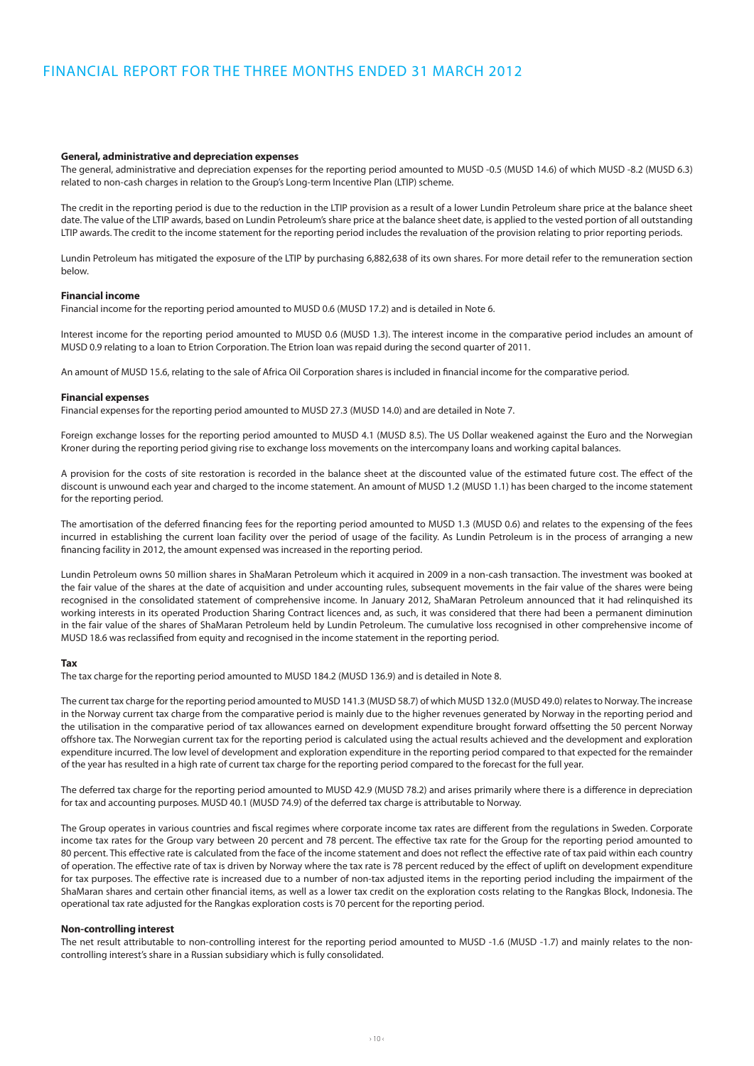**General, administrative and depreciation expenses**

The general, administrative and depreciation expenses for the reporting period amounted to MUSD -0.5 (MUSD 14.6) of which MUSD -8.2 (MUSD 6.3) related to non-cash charges in relation to the Group's Long-term Incentive Plan (LTIP) scheme.

The credit in the reporting period is due to the reduction in the LTIP provision as a result of a lower Lundin Petroleum share price at the balance sheet date. The value of the LTIP awards, based on Lundin Petroleum's share price at the balance sheet date, is applied to the vested portion of all outstanding LTIP awards. The credit to the income statement for the reporting period includes the revaluation of the provision relating to prior reporting periods.

Lundin Petroleum has mitigated the exposure of the LTIP by purchasing 6,882,638 of its own shares. For more detail refer to the remuneration section below.

**Financial income**

Financial income for the reporting period amounted to MUSD 0.6 (MUSD 17.2) and is detailed in Note 6.

Interest income for the reporting period amounted to MUSD 0.6 (MUSD 1.3). The interest income in the comparative period includes an amount of MUSD 0.9 relating to a loan to Etrion Corporation. The Etrion loan was repaid during the second quarter of 2011.

An amount of MUSD 15.6, relating to the sale of Africa Oil Corporation shares is included in financial income for the comparative period.

**Financial expenses**

Financial expenses for the reporting period amounted to MUSD 27.3 (MUSD 14.0) and are detailed in Note 7.

Foreign exchange losses for the reporting period amounted to MUSD 4.1 (MUSD 8.5). The US Dollar weakened against the Euro and the Norwegian Kroner during the reporting period giving rise to exchange loss movements on the intercompany loans and working capital balances.

A provision for the costs of site restoration is recorded in the balance sheet at the discounted value of the estimated future cost. The effect of the discount is unwound each year and charged to the income statement. An amount of MUSD 1.2 (MUSD 1.1) has been charged to the income statement for the reporting period.

The amortisation of the deferred financing fees for the reporting period amounted to MUSD 1.3 (MUSD 0.6) and relates to the expensing of the fees incurred in establishing the current loan facility over the period of usage of the facility. As Lundin Petroleum is in the process of arranging a new financing facility in 2012, the amount expensed was increased in the reporting period.

Lundin Petroleum owns 50 million shares in ShaMaran Petroleum which it acquired in 2009 in a non-cash transaction. The investment was booked at the fair value of the shares at the date of acquisition and under accounting rules, subsequent movements in the fair value of the shares were being recognised in the consolidated statement of comprehensive income. In January 2012, ShaMaran Petroleum announced that it had relinquished its working interests in its operated Production Sharing Contract licences and, as such, it was considered that there had been a permanent diminution in the fair value of the shares of ShaMaran Petroleum held by Lundin Petroleum. The cumulative loss recognised in other comprehensive income of MUSD 18.6 was reclassified from equity and recognised in the income statement in the reporting period.

**Tax**

The tax charge for the reporting period amounted to MUSD 184.2 (MUSD 136.9) and is detailed in Note 8.

The current tax charge for the reporting period amounted to MUSD 141.3 (MUSD 58.7) of which MUSD 132.0 (MUSD 49.0) relates to Norway. The increase in the Norway current tax charge from the comparative period is mainly due to the higher revenues generated by Norway in the reporting period and the utilisation in the comparative period of tax allowances earned on development expenditure brought forward offsetting the 50 percent Norway offshore tax. The Norwegian current tax for the reporting period is calculated using the actual results achieved and the development and exploration expenditure incurred. The low level of development and exploration expenditure in the reporting period compared to that expected for the remainder of the year has resulted in a high rate of current tax charge for the reporting period compared to the forecast for the full year.

The deferred tax charge for the reporting period amounted to MUSD 42.9 (MUSD 78.2) and arises primarily where there is a difference in depreciation for tax and accounting purposes. MUSD 40.1 (MUSD 74.9) of the deferred tax charge is attributable to Norway.

The Group operates in various countries and fiscal regimes where corporate income tax rates are different from the regulations in Sweden. Corporate income tax rates for the Group vary between 20 percent and 78 percent. The effective tax rate for the Group for the reporting period amounted to 80 percent. This effective rate is calculated from the face of the income statement and does not reflect the effective rate of tax paid within each country of operation. The effective rate of tax is driven by Norway where the tax rate is 78 percent reduced by the effect of uplift on development expenditure for tax purposes. The effective rate is increased due to a number of non-tax adjusted items in the reporting period including the impairment of the ShaMaran shares and certain other financial items, as well as a lower tax credit on the exploration costs relating to the Rangkas Block, Indonesia. The operational tax rate adjusted for the Rangkas exploration costs is 70 percent for the reporting period.

**Non-controlling interest**

The net result attributable to non-controlling interest for the reporting period amounted to MUSD -1.6 (MUSD -1.7) and mainly relates to the non-controlling interest's share in a Russian subsidiary which is fully consolidated.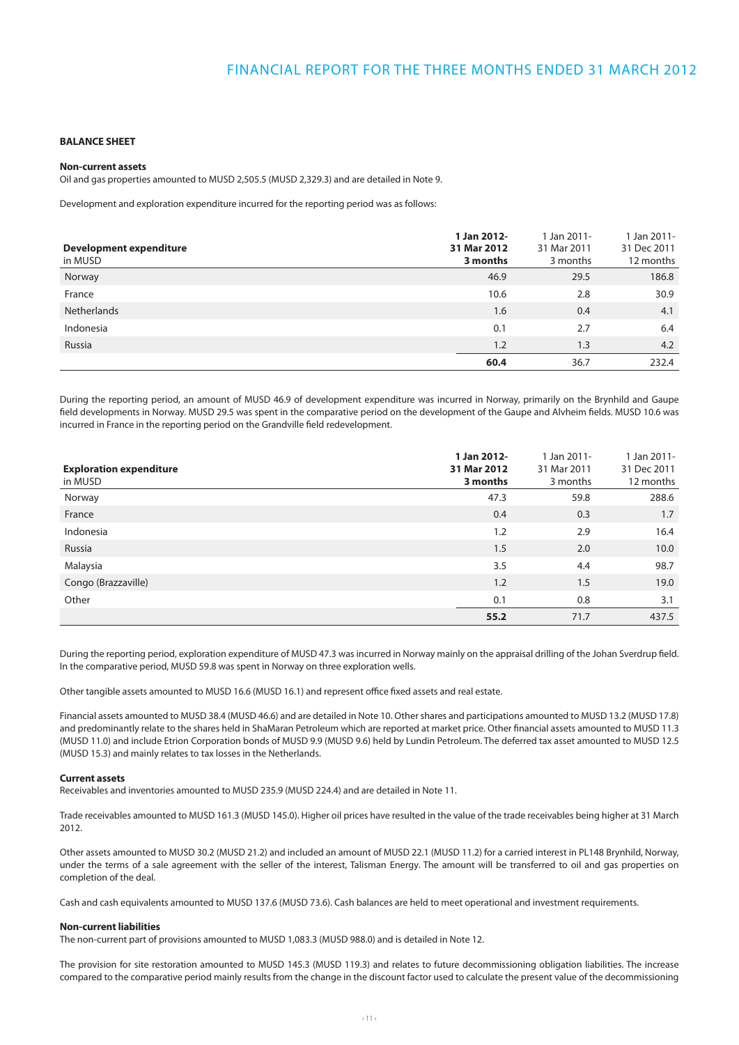## BALANCE SHEET

### Non-current assets

Oil and gas properties amounted to MUSD 2,505.5 (MUSD 2,329.3) and are detailed in Note 9.

Development and exploration expenditure incurred for the reporting period was as follows:

| **Development expenditure** in MUSD | **1 Jan 2012- 31 Mar 2012 3 months** | 1 Jan 2011- 31 Mar 2011 3 months | 1 Jan 2011- 31 Dec 2011 12 months |
|---|---|---|---|
| Norway | 46.9 | 29.5 | 186.8 |
| France | 10.6 | 2.8 | 30.9 |
| Netherlands | 1.6 | 0.4 | 4.1 |
| Indonesia | 0.1 | 2.7 | 6.4 |
| Russia | 1.2 | 1.3 | 4.2 |
| | **60.4** | 36.7 | 232.4 |

During the reporting period, an amount of MUSD 46.9 of development expenditure was incurred in Norway, primarily on the Brynhild and Gaupe field developments in Norway. MUSD 29.5 was spent in the comparative period on the development of the Gaupe and Alvheim fields. MUSD 10.6 was incurred in France in the reporting period on the Grandville field redevelopment.

| **Exploration expenditure** in MUSD | **1 Jan 2012- 31 Mar 2012 3 months** | 1 Jan 2011- 31 Mar 2011 3 months | 1 Jan 2011- 31 Dec 2011 12 months |
|---|---|---|---|
| Norway | 47.3 | 59.8 | 288.6 |
| France | 0.4 | 0.3 | 1.7 |
| Indonesia | 1.2 | 2.9 | 16.4 |
| Russia | 1.5 | 2.0 | 10.0 |
| Malaysia | 3.5 | 4.4 | 98.7 |
| Congo (Brazzaville) | 1.2 | 1.5 | 19.0 |
| Other | 0.1 | 0.8 | 3.1 |
| | **55.2** | 71.7 | 437.5 |

During the reporting period, exploration expenditure of MUSD 47.3 was incurred in Norway mainly on the appraisal drilling of the Johan Sverdrup field. In the comparative period, MUSD 59.8 was spent in Norway on three exploration wells.

Other tangible assets amounted to MUSD 16.6 (MUSD 16.1) and represent office fixed assets and real estate.

Financial assets amounted to MUSD 38.4 (MUSD 46.6) and are detailed in Note 10. Other shares and participations amounted to MUSD 13.2 (MUSD 17.8) and predominantly relate to the shares held in ShaMaran Petroleum which are reported at market price. Other financial assets amounted to MUSD 11.3 (MUSD 11.0) and include Etrion Corporation bonds of MUSD 9.9 (MUSD 9.6) held by Lundin Petroleum. The deferred tax asset amounted to MUSD 12.5 (MUSD 15.3) and mainly relates to tax losses in the Netherlands.

### Current assets

Receivables and inventories amounted to MUSD 235.9 (MUSD 224.4) and are detailed in Note 11.

Trade receivables amounted to MUSD 161.3 (MUSD 145.0). Higher oil prices have resulted in the value of the trade receivables being higher at 31 March 2012.

Other assets amounted to MUSD 30.2 (MUSD 21.2) and included an amount of MUSD 22.1 (MUSD 11.2) for a carried interest in PL148 Brynhild, Norway, under the terms of a sale agreement with the seller of the interest, Talisman Energy. The amount will be transferred to oil and gas properties on completion of the deal.

Cash and cash equivalents amounted to MUSD 137.6 (MUSD 73.6). Cash balances are held to meet operational and investment requirements.

### Non-current liabilities

The non-current part of provisions amounted to MUSD 1,083.3 (MUSD 988.0) and is detailed in Note 12.

The provision for site restoration amounted to MUSD 145.3 (MUSD 119.3) and relates to future decommissioning obligation liabilities. The increase compared to the comparative period mainly results from the change in the discount factor used to calculate the present value of the decommissioning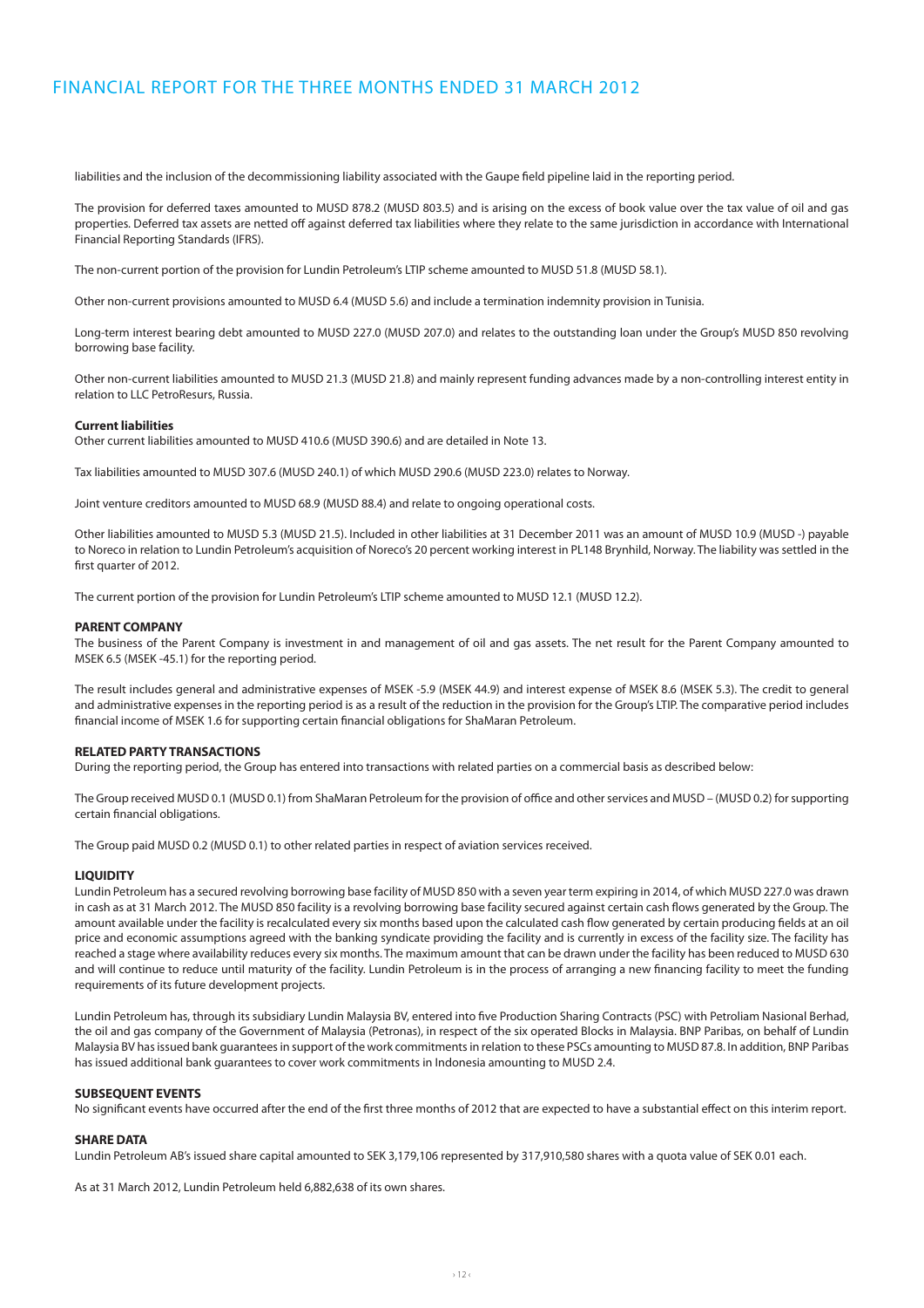liabilities and the inclusion of the decommissioning liability associated with the Gaupe field pipeline laid in the reporting period.

The provision for deferred taxes amounted to MUSD 878.2 (MUSD 803.5) and is arising on the excess of book value over the tax value of oil and gas properties. Deferred tax assets are netted off against deferred tax liabilities where they relate to the same jurisdiction in accordance with International Financial Reporting Standards (IFRS).

The non-current portion of the provision for Lundin Petroleum's LTIP scheme amounted to MUSD 51.8 (MUSD 58.1).

Other non-current provisions amounted to MUSD 6.4 (MUSD 5.6) and include a termination indemnity provision in Tunisia.

Long-term interest bearing debt amounted to MUSD 227.0 (MUSD 207.0) and relates to the outstanding loan under the Group's MUSD 850 revolving borrowing base facility.

Other non-current liabilities amounted to MUSD 21.3 (MUSD 21.8) and mainly represent funding advances made by a non-controlling interest entity in relation to LLC PetroResurs, Russia.

**Current liabilities**

Other current liabilities amounted to MUSD 410.6 (MUSD 390.6) and are detailed in Note 13.

Tax liabilities amounted to MUSD 307.6 (MUSD 240.1) of which MUSD 290.6 (MUSD 223.0) relates to Norway.

Joint venture creditors amounted to MUSD 68.9 (MUSD 88.4) and relate to ongoing operational costs.

Other liabilities amounted to MUSD 5.3 (MUSD 21.5). Included in other liabilities at 31 December 2011 was an amount of MUSD 10.9 (MUSD -) payable to Noreco in relation to Lundin Petroleum's acquisition of Noreco's 20 percent working interest in PL148 Brynhild, Norway. The liability was settled in the first quarter of 2012.

The current portion of the provision for Lundin Petroleum's LTIP scheme amounted to MUSD 12.1 (MUSD 12.2).

## PARENT COMPANY

The business of the Parent Company is investment in and management of oil and gas assets. The net result for the Parent Company amounted to MSEK 6.5 (MSEK -45.1) for the reporting period.

The result includes general and administrative expenses of MSEK -5.9 (MSEK 44.9) and interest expense of MSEK 8.6 (MSEK 5.3). The credit to general and administrative expenses in the reporting period is as a result of the reduction in the provision for the Group's LTIP. The comparative period includes financial income of MSEK 1.6 for supporting certain financial obligations for ShaMaran Petroleum.

## RELATED PARTY TRANSACTIONS

During the reporting period, the Group has entered into transactions with related parties on a commercial basis as described below:

The Group received MUSD 0.1 (MUSD 0.1) from ShaMaran Petroleum for the provision of office and other services and MUSD – (MUSD 0.2) for supporting certain financial obligations.

The Group paid MUSD 0.2 (MUSD 0.1) to other related parties in respect of aviation services received.

## LIQUIDITY

Lundin Petroleum has a secured revolving borrowing base facility of MUSD 850 with a seven year term expiring in 2014, of which MUSD 227.0 was drawn in cash as at 31 March 2012. The MUSD 850 facility is a revolving borrowing base facility secured against certain cash flows generated by the Group. The amount available under the facility is recalculated every six months based upon the calculated cash flow generated by certain producing fields at an oil price and economic assumptions agreed with the banking syndicate providing the facility and is currently in excess of the facility size. The facility has reached a stage where availability reduces every six months. The maximum amount that can be drawn under the facility has been reduced to MUSD 630 and will continue to reduce until maturity of the facility. Lundin Petroleum is in the process of arranging a new financing facility to meet the funding requirements of its future development projects.

Lundin Petroleum has, through its subsidiary Lundin Malaysia BV, entered into five Production Sharing Contracts (PSC) with Petroliam Nasional Berhad, the oil and gas company of the Government of Malaysia (Petronas), in respect of the six operated Blocks in Malaysia. BNP Paribas, on behalf of Lundin Malaysia BV has issued bank guarantees in support of the work commitments in relation to these PSCs amounting to MUSD 87.8. In addition, BNP Paribas has issued additional bank guarantees to cover work commitments in Indonesia amounting to MUSD 2.4.

## SUBSEQUENT EVENTS

No significant events have occurred after the end of the first three months of 2012 that are expected to have a substantial effect on this interim report.

## SHARE DATA

Lundin Petroleum AB's issued share capital amounted to SEK 3,179,106 represented by 317,910,580 shares with a quota value of SEK 0.01 each.

As at 31 March 2012, Lundin Petroleum held 6,882,638 of its own shares.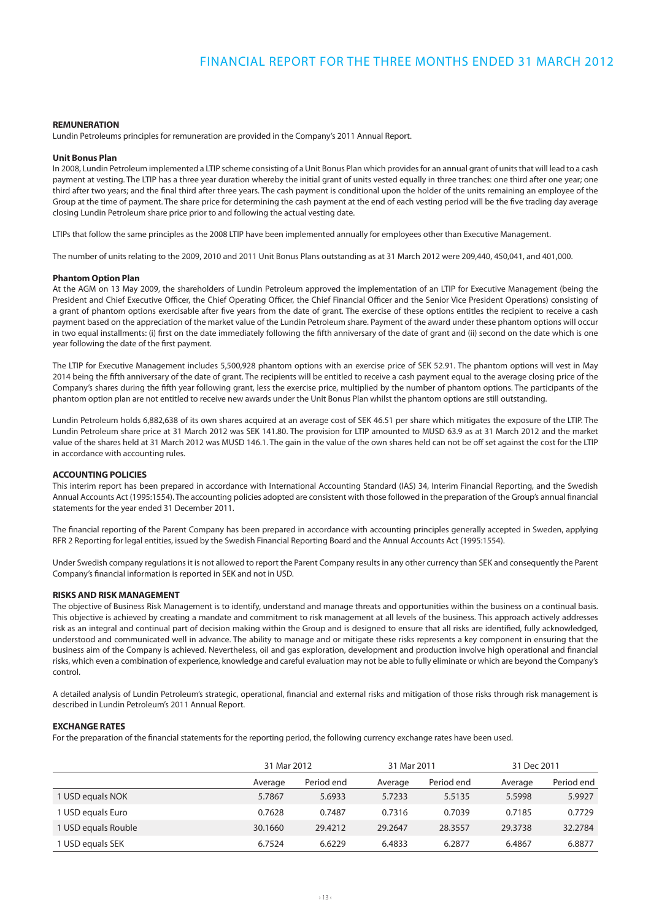## REMUNERATION

Lundin Petroleums principles for remuneration are provided in the Company's 2011 Annual Report.

### Unit Bonus Plan

In 2008, Lundin Petroleum implemented a LTIP scheme consisting of a Unit Bonus Plan which provides for an annual grant of units that will lead to a cash payment at vesting. The LTIP has a three year duration whereby the initial grant of units vested equally in three tranches: one third after one year; one third after two years; and the final third after three years. The cash payment is conditional upon the holder of the units remaining an employee of the Group at the time of payment. The share price for determining the cash payment at the end of each vesting period will be the five trading day average closing Lundin Petroleum share price prior to and following the actual vesting date.

LTIPs that follow the same principles as the 2008 LTIP have been implemented annually for employees other than Executive Management.

The number of units relating to the 2009, 2010 and 2011 Unit Bonus Plans outstanding as at 31 March 2012 were 209,440, 450,041, and 401,000.

### Phantom Option Plan

At the AGM on 13 May 2009, the shareholders of Lundin Petroleum approved the implementation of an LTIP for Executive Management (being the President and Chief Executive Officer, the Chief Operating Officer, the Chief Financial Officer and the Senior Vice President Operations) consisting of a grant of phantom options exercisable after five years from the date of grant. The exercise of these options entitles the recipient to receive a cash payment based on the appreciation of the market value of the Lundin Petroleum share. Payment of the award under these phantom options will occur in two equal installments: (i) first on the date immediately following the fifth anniversary of the date of grant and (ii) second on the date which is one year following the date of the first payment.

The LTIP for Executive Management includes 5,500,928 phantom options with an exercise price of SEK 52.91. The phantom options will vest in May 2014 being the fifth anniversary of the date of grant. The recipients will be entitled to receive a cash payment equal to the average closing price of the Company's shares during the fifth year following grant, less the exercise price, multiplied by the number of phantom options. The participants of the phantom option plan are not entitled to receive new awards under the Unit Bonus Plan whilst the phantom options are still outstanding.

Lundin Petroleum holds 6,882,638 of its own shares acquired at an average cost of SEK 46.51 per share which mitigates the exposure of the LTIP. The Lundin Petroleum share price at 31 March 2012 was SEK 141.80. The provision for LTIP amounted to MUSD 63.9 as at 31 March 2012 and the market value of the shares held at 31 March 2012 was MUSD 146.1. The gain in the value of the own shares held can not be off set against the cost for the LTIP in accordance with accounting rules.

## ACCOUNTING POLICIES

This interim report has been prepared in accordance with International Accounting Standard (IAS) 34, Interim Financial Reporting, and the Swedish Annual Accounts Act (1995:1554). The accounting policies adopted are consistent with those followed in the preparation of the Group's annual financial statements for the year ended 31 December 2011.

The financial reporting of the Parent Company has been prepared in accordance with accounting principles generally accepted in Sweden, applying RFR 2 Reporting for legal entities, issued by the Swedish Financial Reporting Board and the Annual Accounts Act (1995:1554).

Under Swedish company regulations it is not allowed to report the Parent Company results in any other currency than SEK and consequently the Parent Company's financial information is reported in SEK and not in USD.

## RISKS AND RISK MANAGEMENT

The objective of Business Risk Management is to identify, understand and manage threats and opportunities within the business on a continual basis. This objective is achieved by creating a mandate and commitment to risk management at all levels of the business. This approach actively addresses risk as an integral and continual part of decision making within the Group and is designed to ensure that all risks are identified, fully acknowledged, understood and communicated well in advance. The ability to manage and or mitigate these risks represents a key component in ensuring that the business aim of the Company is achieved. Nevertheless, oil and gas exploration, development and production involve high operational and financial risks, which even a combination of experience, knowledge and careful evaluation may not be able to fully eliminate or which are beyond the Company's control.

A detailed analysis of Lundin Petroleum's strategic, operational, financial and external risks and mitigation of those risks through risk management is described in Lundin Petroleum's 2011 Annual Report.

## EXCHANGE RATES

For the preparation of the financial statements for the reporting period, the following currency exchange rates have been used.

| | 31 Mar 2012 | | 31 Mar 2011 | | 31 Dec 2011 | |
|---|---|---|---|---|---|---|
| | Average | Period end | Average | Period end | Average | Period end |
| 1 USD equals NOK | 5.7867 | 5.6933 | 5.7233 | 5.5135 | 5.5998 | 5.9927 |
| 1 USD equals Euro | 0.7628 | 0.7487 | 0.7316 | 0.7039 | 0.7185 | 0.7729 |
| 1 USD equals Rouble | 30.1660 | 29.4212 | 29.2647 | 28.3557 | 29.3738 | 32.2784 |
| 1 USD equals SEK | 6.7524 | 6.6229 | 6.4833 | 6.2877 | 6.4867 | 6.8877 |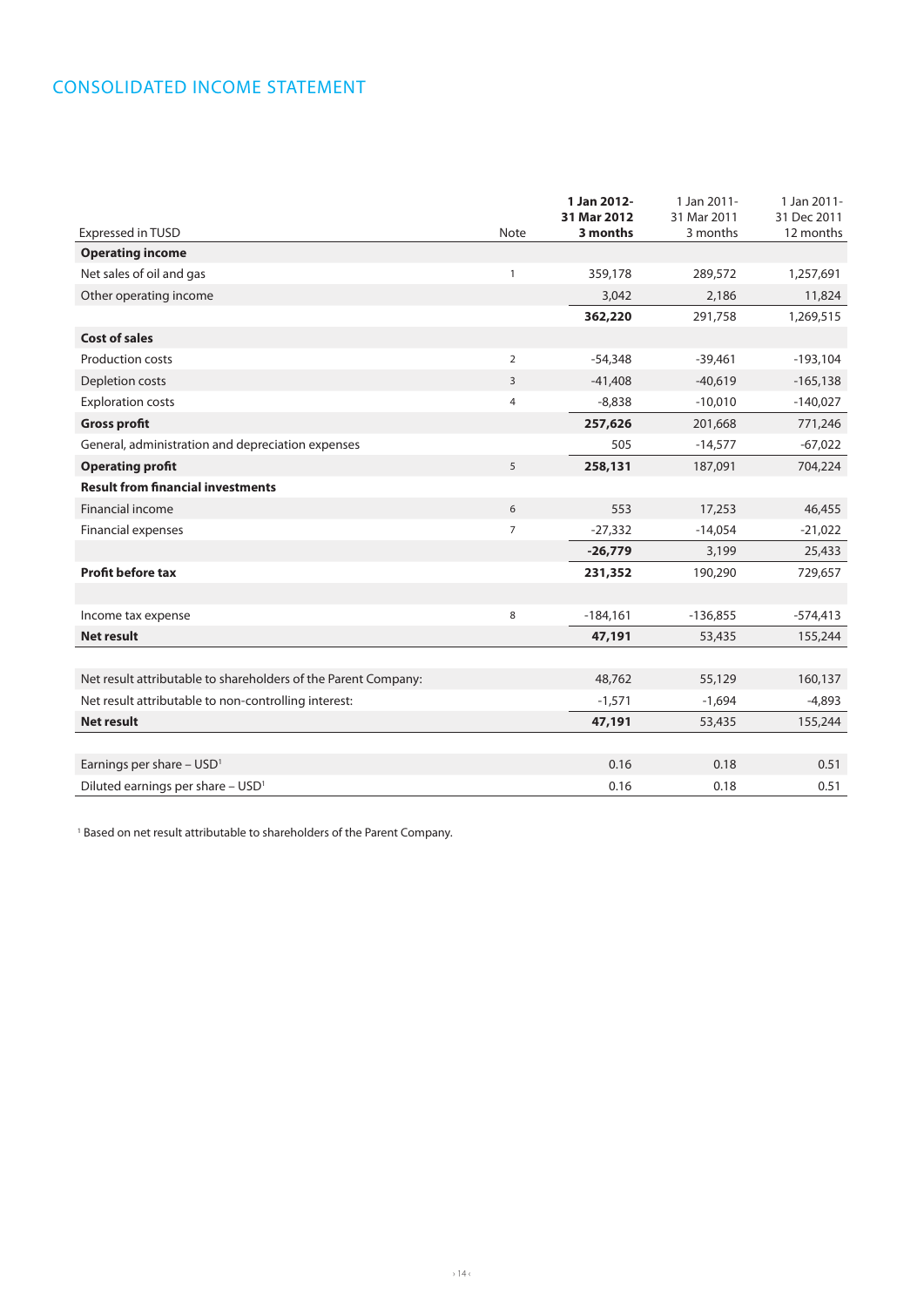## CONSOLIDATED INCOME STATEMENT

| Expressed in TUSD | Note | **1 Jan 2012- 31 Mar 2012 3 months** | 1 Jan 2011- 31 Mar 2011 3 months | 1 Jan 2011- 31 Dec 2011 12 months |
|---|---|---|---|---|
| **Operating income** | | | | |
| Net sales of oil and gas | 1 | 359,178 | 289,572 | 1,257,691 |
| Other operating income | | 3,042 | 2,186 | 11,824 |
| | | **362,220** | 291,758 | 1,269,515 |
| **Cost of sales** | | | | |
| Production costs | 2 | -54,348 | -39,461 | -193,104 |
| Depletion costs | 3 | -41,408 | -40,619 | -165,138 |
| Exploration costs | 4 | -8,838 | -10,010 | -140,027 |
| **Gross profit** | | **257,626** | 201,668 | 771,246 |
| General, administration and depreciation expenses | | 505 | -14,577 | -67,022 |
| **Operating profit** | 5 | **258,131** | 187,091 | 704,224 |
| **Result from financial investments** | | | | |
| Financial income | 6 | 553 | 17,253 | 46,455 |
| Financial expenses | 7 | -27,332 | -14,054 | -21,022 |
| | | **-26,779** | 3,199 | 25,433 |
| **Profit before tax** | | **231,352** | 190,290 | 729,657 |
| | | | | |
| Income tax expense | 8 | -184,161 | -136,855 | -574,413 |
| **Net result** | | **47,191** | 53,435 | 155,244 |
| | | | | |
| Net result attributable to shareholders of the Parent Company: | | 48,762 | 55,129 | 160,137 |
| Net result attributable to non-controlling interest: | | -1,571 | -1,694 | -4,893 |
| **Net result** | | **47,191** | 53,435 | 155,244 |
| | | | | |
| Earnings per share – USD[1] | | 0.16 | 0.18 | 0.51 |
| Diluted earnings per share – USD[1] | | 0.16 | 0.18 | 0.51 |

[1] Based on net result attributable to shareholders of the Parent Company.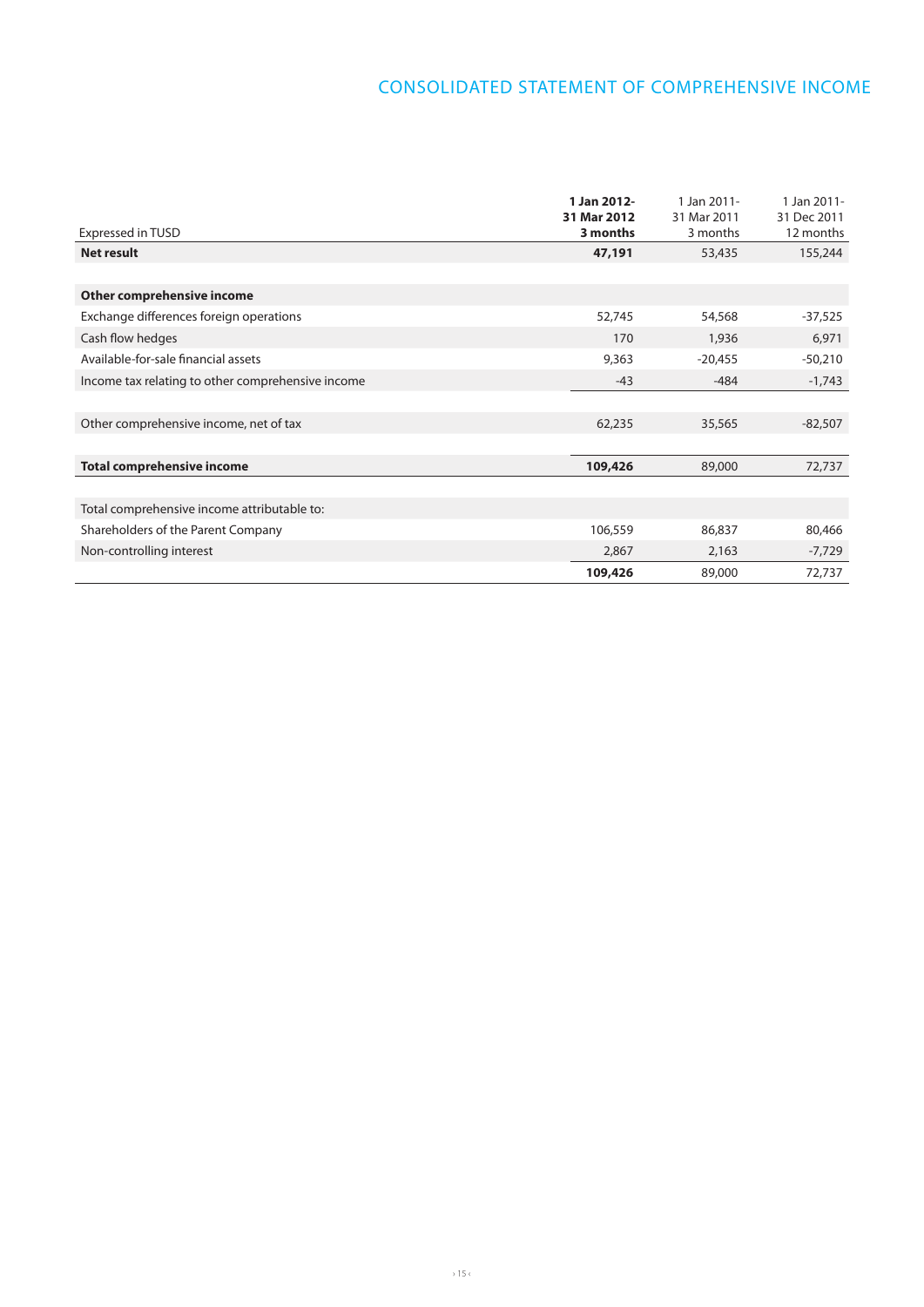# CONSOLIDATED STATEMENT OF COMPREHENSIVE INCOME

| Expressed in TUSD | **1 Jan 2012-31 Mar 2012 3 months** | 1 Jan 2011-31 Mar 2011 3 months | 1 Jan 2011-31 Dec 2011 12 months |
|---|---|---|---|
| **Net result** | **47,191** | 53,435 | 155,244 |
| | | | |
| **Other comprehensive income** | | | |
| Exchange differences foreign operations | 52,745 | 54,568 | -37,525 |
| Cash flow hedges | 170 | 1,936 | 6,971 |
| Available-for-sale financial assets | 9,363 | -20,455 | -50,210 |
| Income tax relating to other comprehensive income | -43 | -484 | -1,743 |
| | | | |
| Other comprehensive income, net of tax | 62,235 | 35,565 | -82,507 |
| | | | |
| **Total comprehensive income** | **109,426** | 89,000 | 72,737 |
| | | | |
| Total comprehensive income attributable to: | | | |
| Shareholders of the Parent Company | 106,559 | 86,837 | 80,466 |
| Non-controlling interest | 2,867 | 2,163 | -7,729 |
| | **109,426** | 89,000 | 72,737 |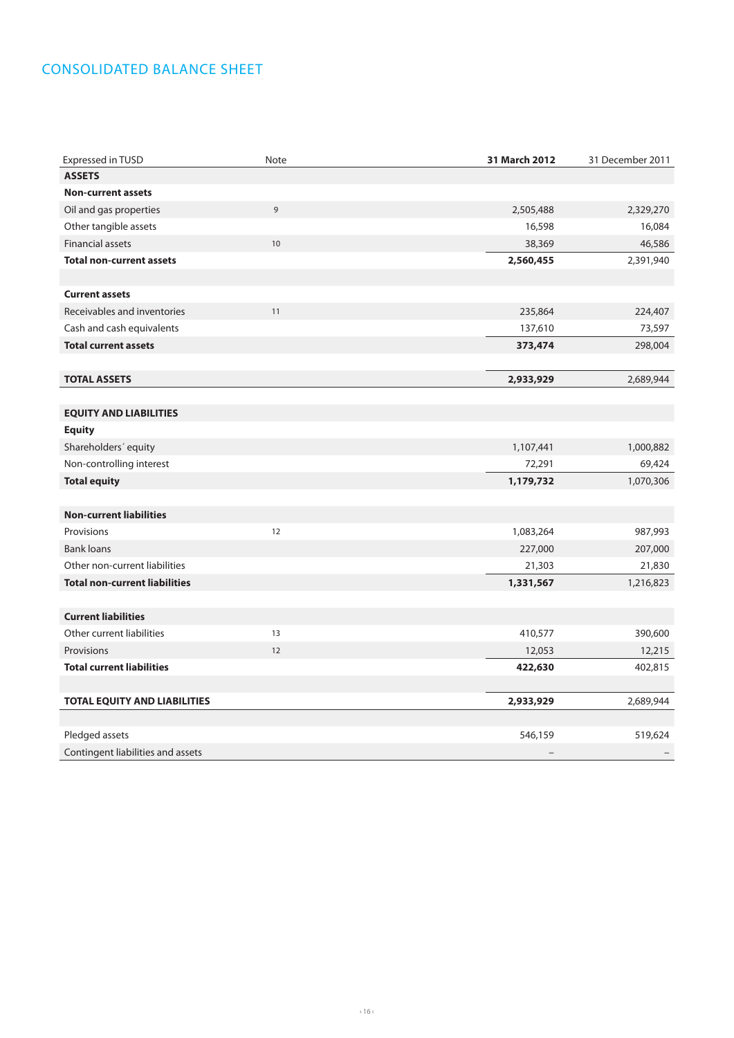# CONSOLIDATED BALANCE SHEET

| Expressed in TUSD | Note | **31 March 2012** | 31 December 2011 |
|---|---|---|---|
| **ASSETS** | | | |
| **Non-current assets** | | | |
| Oil and gas properties | 9 | 2,505,488 | 2,329,270 |
| Other tangible assets | | 16,598 | 16,084 |
| Financial assets | 10 | 38,369 | 46,586 |
| **Total non-current assets** | | **2,560,455** | 2,391,940 |
| | | | |
| **Current assets** | | | |
| Receivables and inventories | 11 | 235,864 | 224,407 |
| Cash and cash equivalents | | 137,610 | 73,597 |
| **Total current assets** | | **373,474** | 298,004 |
| | | | |
| **TOTAL ASSETS** | | **2,933,929** | 2,689,944 |
| | | | |
| **EQUITY AND LIABILITIES** | | | |
| **Equity** | | | |
| Shareholders´ equity | | 1,107,441 | 1,000,882 |
| Non-controlling interest | | 72,291 | 69,424 |
| **Total equity** | | **1,179,732** | 1,070,306 |
| | | | |
| **Non-current liabilities** | | | |
| Provisions | 12 | 1,083,264 | 987,993 |
| Bank loans | | 227,000 | 207,000 |
| Other non-current liabilities | | 21,303 | 21,830 |
| **Total non-current liabilities** | | **1,331,567** | 1,216,823 |
| | | | |
| **Current liabilities** | | | |
| Other current liabilities | 13 | 410,577 | 390,600 |
| Provisions | 12 | 12,053 | 12,215 |
| **Total current liabilities** | | **422,630** | 402,815 |
| | | | |
| **TOTAL EQUITY AND LIABILITIES** | | **2,933,929** | 2,689,944 |
| | | | |
| Pledged assets | | 546,159 | 519,624 |
| Contingent liabilities and assets | | – | – |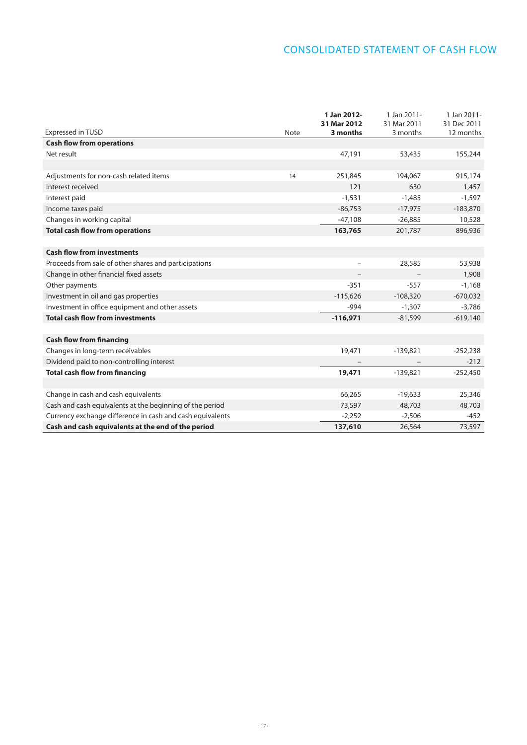# CONSOLIDATED STATEMENT OF CASH FLOW

| Expressed in TUSD | Note | **1 Jan 2012- 31 Mar 2012 3 months** | 1 Jan 2011- 31 Mar 2011 3 months | 1 Jan 2011- 31 Dec 2011 12 months |
|---|---|---|---|---|
| **Cash flow from operations** | | | | |
| Net result | | 47,191 | 53,435 | 155,244 |
| | | | | |
| Adjustments for non-cash related items | 14 | 251,845 | 194,067 | 915,174 |
| Interest received | | 121 | 630 | 1,457 |
| Interest paid | | -1,531 | -1,485 | -1,597 |
| Income taxes paid | | -86,753 | -17,975 | -183,870 |
| Changes in working capital | | -47,108 | -26,885 | 10,528 |
| **Total cash flow from operations** | | **163,765** | 201,787 | 896,936 |
| | | | | |
| **Cash flow from investments** | | | | |
| Proceeds from sale of other shares and participations | | – | 28,585 | 53,938 |
| Change in other financial fixed assets | | – | – | 1,908 |
| Other payments | | -351 | -557 | -1,168 |
| Investment in oil and gas properties | | -115,626 | -108,320 | -670,032 |
| Investment in office equipment and other assets | | -994 | -1,307 | -3,786 |
| **Total cash flow from investments** | | **-116,971** | -81,599 | -619,140 |
| | | | | |
| **Cash flow from financing** | | | | |
| Changes in long-term receivables | | 19,471 | -139,821 | -252,238 |
| Dividend paid to non-controlling interest | | – | – | -212 |
| **Total cash flow from financing** | | **19,471** | -139,821 | -252,450 |
| | | | | |
| Change in cash and cash equivalents | | 66,265 | -19,633 | 25,346 |
| Cash and cash equivalents at the beginning of the period | | 73,597 | 48,703 | 48,703 |
| Currency exchange difference in cash and cash equivalents | | -2,252 | -2,506 | -452 |
| **Cash and cash equivalents at the end of the period** | | **137,610** | 26,564 | 73,597 |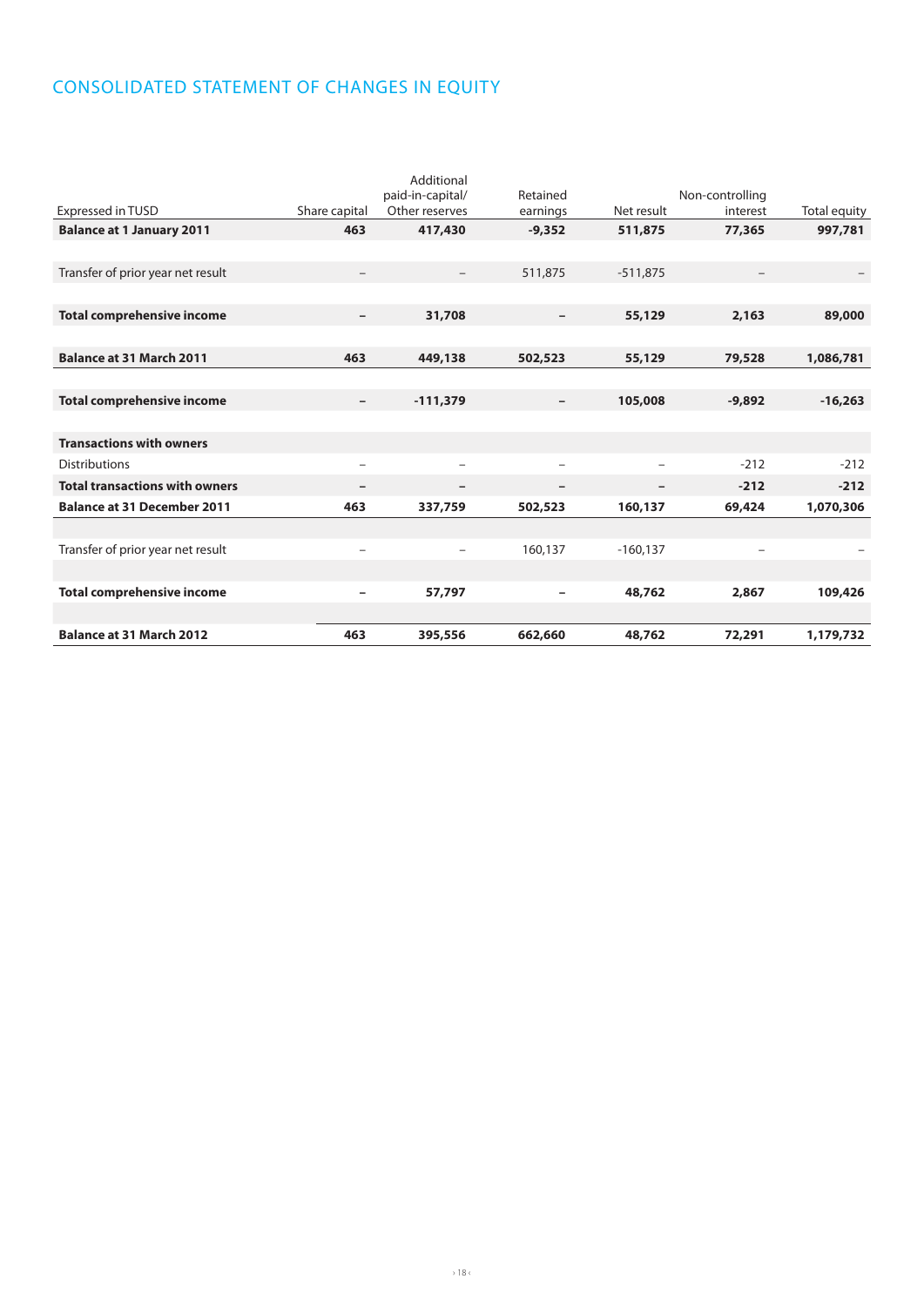# CONSOLIDATED STATEMENT OF CHANGES IN EQUITY

| Expressed in TUSD | Share capital | Additional paid-in-capital/ Other reserves | Retained earnings | Net result | Non-controlling interest | Total equity |
|---|---|---|---|---|---|---|
| **Balance at 1 January 2011** | **463** | **417,430** | **-9,352** | **511,875** | **77,365** | **997,781** |
| Transfer of prior year net result | – | – | 511,875 | -511,875 | – | – |
| **Total comprehensive income** | **–** | **31,708** | **–** | **55,129** | **2,163** | **89,000** |
| **Balance at 31 March 2011** | **463** | **449,138** | **502,523** | **55,129** | **79,528** | **1,086,781** |
| **Total comprehensive income** | **–** | **-111,379** | **–** | **105,008** | **-9,892** | **-16,263** |
| **Transactions with owners** | | | | | | |
| Distributions | – | – | – | – | -212 | -212 |
| **Total transactions with owners** | **–** | **–** | **–** | **–** | **-212** | **-212** |
| **Balance at 31 December 2011** | **463** | **337,759** | **502,523** | **160,137** | **69,424** | **1,070,306** |
| Transfer of prior year net result | – | – | 160,137 | -160,137 | – | – |
| **Total comprehensive income** | **–** | **57,797** | **–** | **48,762** | **2,867** | **109,426** |
| **Balance at 31 March 2012** | **463** | **395,556** | **662,660** | **48,762** | **72,291** | **1,179,732** |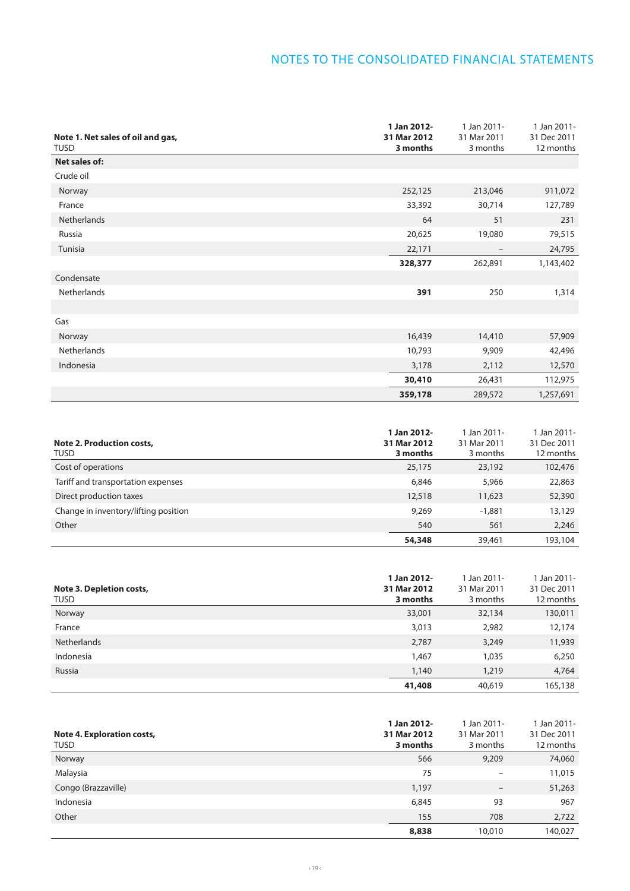# NOTES TO THE CONSOLIDATED FINANCIAL STATEMENTS

| **Note 1. Net sales of oil and gas,** TUSD | **1 Jan 2012-31 Mar 2012 3 months** | 1 Jan 2011-31 Mar 2011 3 months | 1 Jan 2011-31 Dec 2011 12 months |
|---|---|---|---|
| **Net sales of:** | | | |
| Crude oil | | | |
| Norway | 252,125 | 213,046 | 911,072 |
| France | 33,392 | 30,714 | 127,789 |
| Netherlands | 64 | 51 | 231 |
| Russia | 20,625 | 19,080 | 79,515 |
| Tunisia | 22,171 | – | 24,795 |
| | **328,377** | 262,891 | 1,143,402 |
| Condensate | | | |
| Netherlands | **391** | 250 | 1,314 |
| | | | |
| Gas | | | |
| Norway | 16,439 | 14,410 | 57,909 |
| Netherlands | 10,793 | 9,909 | 42,496 |
| Indonesia | 3,178 | 2,112 | 12,570 |
| | **30,410** | 26,431 | 112,975 |
| | **359,178** | 289,572 | 1,257,691 |

| **Note 2. Production costs,** TUSD | **1 Jan 2012-31 Mar 2012 3 months** | 1 Jan 2011-31 Mar 2011 3 months | 1 Jan 2011-31 Dec 2011 12 months |
|---|---|---|---|
| Cost of operations | 25,175 | 23,192 | 102,476 |
| Tariff and transportation expenses | 6,846 | 5,966 | 22,863 |
| Direct production taxes | 12,518 | 11,623 | 52,390 |
| Change in inventory/lifting position | 9,269 | -1,881 | 13,129 |
| Other | 540 | 561 | 2,246 |
| | **54,348** | 39,461 | 193,104 |

| **Note 3. Depletion costs,** TUSD | **1 Jan 2012-31 Mar 2012 3 months** | 1 Jan 2011-31 Mar 2011 3 months | 1 Jan 2011-31 Dec 2011 12 months |
|---|---|---|---|
| Norway | 33,001 | 32,134 | 130,011 |
| France | 3,013 | 2,982 | 12,174 |
| Netherlands | 2,787 | 3,249 | 11,939 |
| Indonesia | 1,467 | 1,035 | 6,250 |
| Russia | 1,140 | 1,219 | 4,764 |
| | **41,408** | 40,619 | 165,138 |

| **Note 4. Exploration costs,** TUSD | **1 Jan 2012-31 Mar 2012 3 months** | 1 Jan 2011-31 Mar 2011 3 months | 1 Jan 2011-31 Dec 2011 12 months |
|---|---|---|---|
| Norway | 566 | 9,209 | 74,060 |
| Malaysia | 75 | – | 11,015 |
| Congo (Brazzaville) | 1,197 | – | 51,263 |
| Indonesia | 6,845 | 93 | 967 |
| Other | 155 | 708 | 2,722 |
| | **8,838** | 10,010 | 140,027 |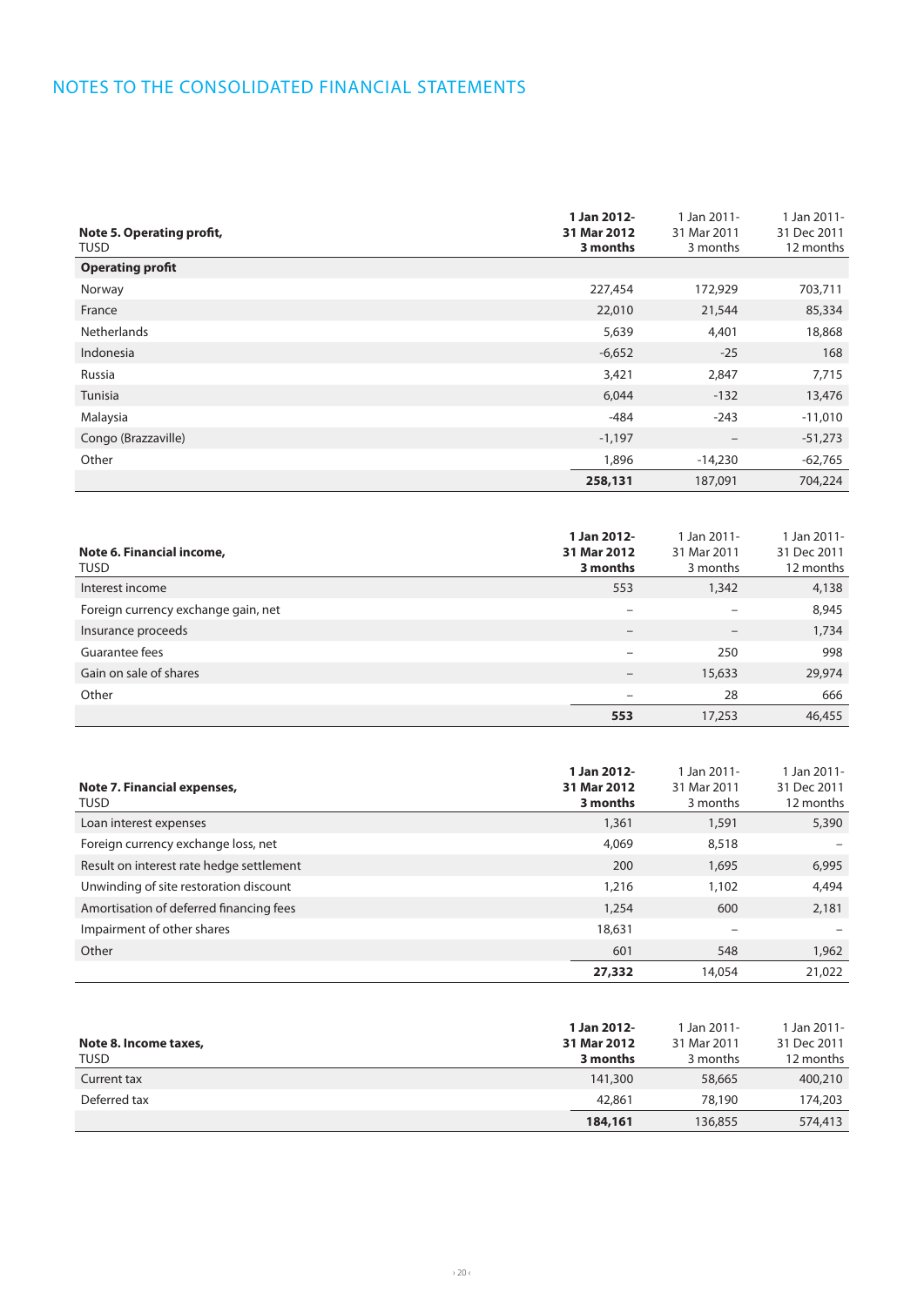# NOTES TO THE CONSOLIDATED FINANCIAL STATEMENTS

| **Note 5. Operating profit,** TUSD | **1 Jan 2012- 31 Mar 2012 3 months** | 1 Jan 2011- 31 Mar 2011 3 months | 1 Jan 2011- 31 Dec 2011 12 months |
|---|---|---|---|
| **Operating profit** | | | |
| Norway | 227,454 | 172,929 | 703,711 |
| France | 22,010 | 21,544 | 85,334 |
| Netherlands | 5,639 | 4,401 | 18,868 |
| Indonesia | -6,652 | -25 | 168 |
| Russia | 3,421 | 2,847 | 7,715 |
| Tunisia | 6,044 | -132 | 13,476 |
| Malaysia | -484 | -243 | -11,010 |
| Congo (Brazzaville) | -1,197 | – | -51,273 |
| Other | 1,896 | -14,230 | -62,765 |
| | **258,131** | 187,091 | 704,224 |

| **Note 6. Financial income,** TUSD | **1 Jan 2012- 31 Mar 2012 3 months** | 1 Jan 2011- 31 Mar 2011 3 months | 1 Jan 2011- 31 Dec 2011 12 months |
|---|---|---|---|
| Interest income | 553 | 1,342 | 4,138 |
| Foreign currency exchange gain, net | – | – | 8,945 |
| Insurance proceeds | – | – | 1,734 |
| Guarantee fees | – | 250 | 998 |
| Gain on sale of shares | – | 15,633 | 29,974 |
| Other | – | 28 | 666 |
| | **553** | 17,253 | 46,455 |

| **Note 7. Financial expenses,** TUSD | **1 Jan 2012- 31 Mar 2012 3 months** | 1 Jan 2011- 31 Mar 2011 3 months | 1 Jan 2011- 31 Dec 2011 12 months |
|---|---|---|---|
| Loan interest expenses | 1,361 | 1,591 | 5,390 |
| Foreign currency exchange loss, net | 4,069 | 8,518 | – |
| Result on interest rate hedge settlement | 200 | 1,695 | 6,995 |
| Unwinding of site restoration discount | 1,216 | 1,102 | 4,494 |
| Amortisation of deferred financing fees | 1,254 | 600 | 2,181 |
| Impairment of other shares | 18,631 | – | – |
| Other | 601 | 548 | 1,962 |
| | **27,332** | 14,054 | 21,022 |

| **Note 8. Income taxes,** TUSD | **1 Jan 2012- 31 Mar 2012 3 months** | 1 Jan 2011- 31 Mar 2011 3 months | 1 Jan 2011- 31 Dec 2011 12 months |
|---|---|---|---|
| Current tax | 141,300 | 58,665 | 400,210 |
| Deferred tax | 42,861 | 78,190 | 174,203 |
| | **184,161** | 136,855 | 574,413 |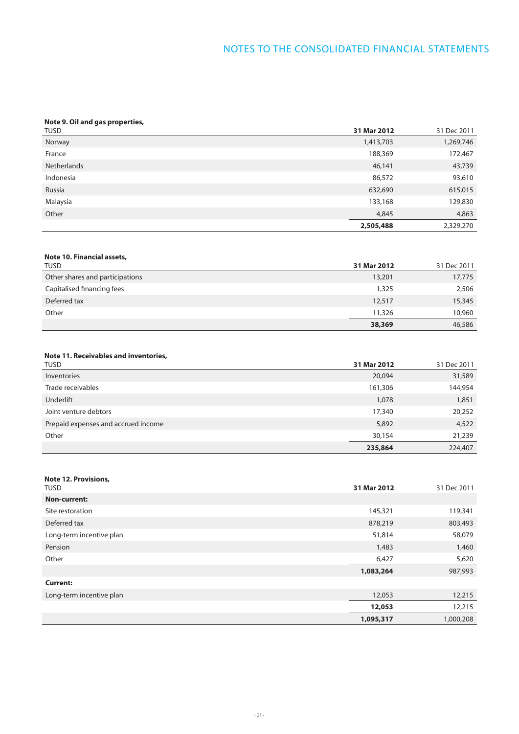# NOTES TO THE CONSOLIDATED FINANCIAL STATEMENTS

**Note 9. Oil and gas properties,**

| TUSD | **31 Mar 2012** | 31 Dec 2011 |
|---|---|---|
| Norway | 1,413,703 | 1,269,746 |
| France | 188,369 | 172,467 |
| Netherlands | 46,141 | 43,739 |
| Indonesia | 86,572 | 93,610 |
| Russia | 632,690 | 615,015 |
| Malaysia | 133,168 | 129,830 |
| Other | 4,845 | 4,863 |
| | **2,505,488** | 2,329,270 |

**Note 10. Financial assets,**

| TUSD | **31 Mar 2012** | 31 Dec 2011 |
|---|---|---|
| Other shares and participations | 13,201 | 17,775 |
| Capitalised financing fees | 1,325 | 2,506 |
| Deferred tax | 12,517 | 15,345 |
| Other | 11,326 | 10,960 |
| | **38,369** | 46,586 |

**Note 11. Receivables and inventories,**

| TUSD | **31 Mar 2012** | 31 Dec 2011 |
|---|---|---|
| Inventories | 20,094 | 31,589 |
| Trade receivables | 161,306 | 144,954 |
| Underlift | 1,078 | 1,851 |
| Joint venture debtors | 17,340 | 20,252 |
| Prepaid expenses and accrued income | 5,892 | 4,522 |
| Other | 30,154 | 21,239 |
| | **235,864** | 224,407 |

**Note 12. Provisions,**

| TUSD | **31 Mar 2012** | 31 Dec 2011 |
|---|---|---|
| **Non-current:** | | |
| Site restoration | 145,321 | 119,341 |
| Deferred tax | 878,219 | 803,493 |
| Long-term incentive plan | 51,814 | 58,079 |
| Pension | 1,483 | 1,460 |
| Other | 6,427 | 5,620 |
| | **1,083,264** | 987,993 |
| **Current:** | | |
| Long-term incentive plan | 12,053 | 12,215 |
| | **12,053** | 12,215 |
| | **1,095,317** | 1,000,208 |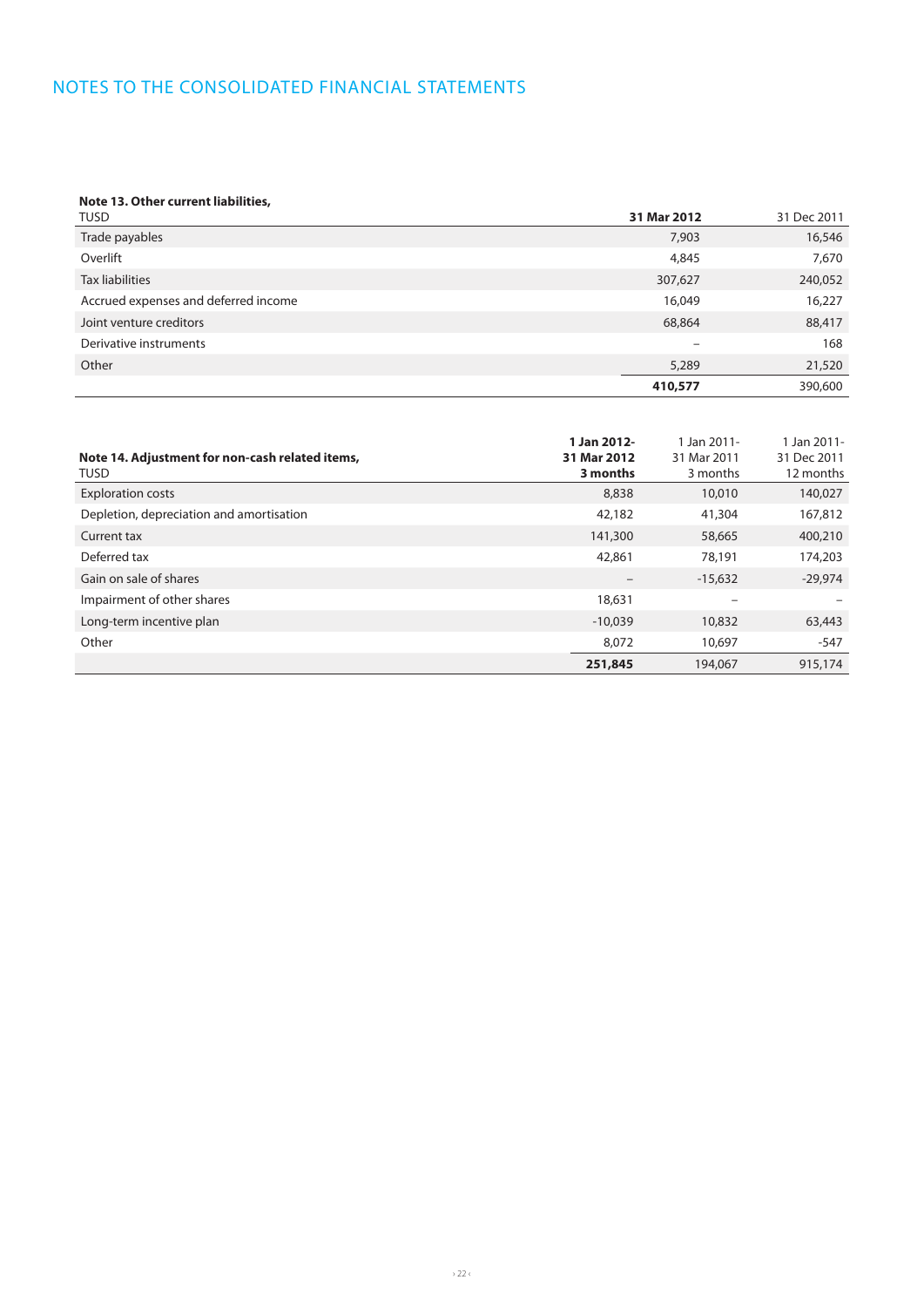# NOTES TO THE CONSOLIDATED FINANCIAL STATEMENTS

**Note 13. Other current liabilities,**

| TUSD | **31 Mar 2012** | 31 Dec 2011 |
|---|---|---|
| Trade payables | 7,903 | 16,546 |
| Overlift | 4,845 | 7,670 |
| Tax liabilities | 307,627 | 240,052 |
| Accrued expenses and deferred income | 16,049 | 16,227 |
| Joint venture creditors | 68,864 | 88,417 |
| Derivative instruments | – | 168 |
| Other | 5,289 | 21,520 |
| | **410,577** | 390,600 |

**Note 14. Adjustment for non-cash related items,**

| TUSD | **1 Jan 2012- 31 Mar 2012 3 months** | 1 Jan 2011- 31 Mar 2011 3 months | 1 Jan 2011- 31 Dec 2011 12 months |
|---|---|---|---|
| Exploration costs | 8,838 | 10,010 | 140,027 |
| Depletion, depreciation and amortisation | 42,182 | 41,304 | 167,812 |
| Current tax | 141,300 | 58,665 | 400,210 |
| Deferred tax | 42,861 | 78,191 | 174,203 |
| Gain on sale of shares | – | -15,632 | -29,974 |
| Impairment of other shares | 18,631 | – | – |
| Long-term incentive plan | -10,039 | 10,832 | 63,443 |
| Other | 8,072 | 10,697 | -547 |
| | **251,845** | 194,067 | 915,174 |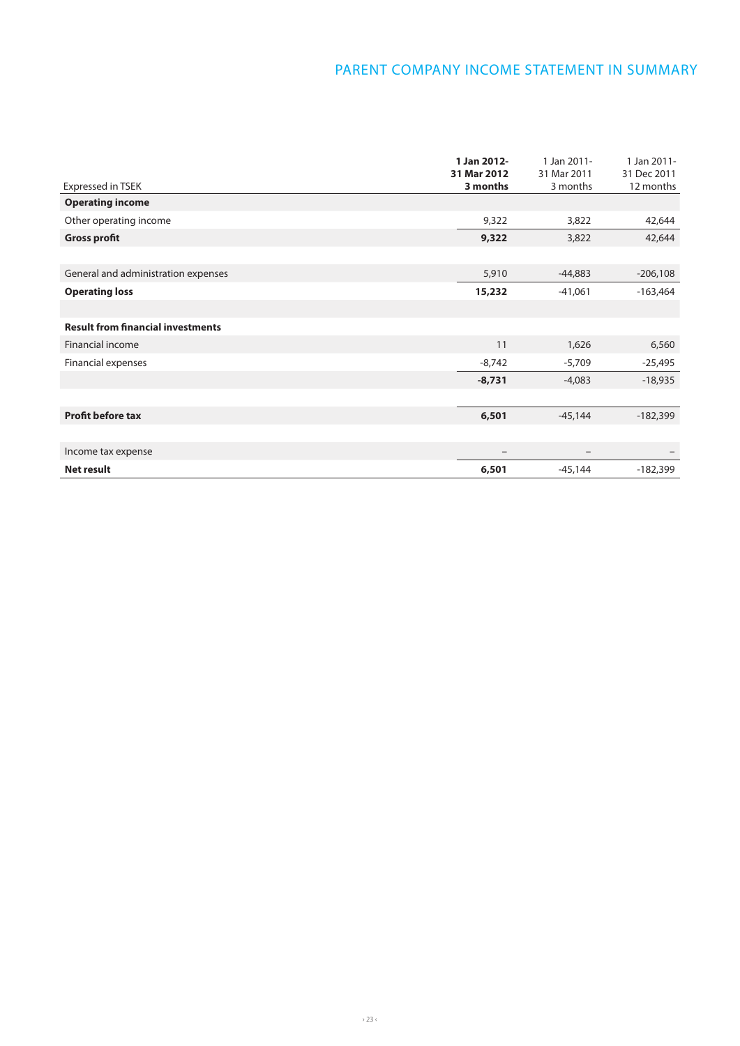# PARENT COMPANY INCOME STATEMENT IN SUMMARY

| Expressed in TSEK | **1 Jan 2012- 31 Mar 2012 3 months** | 1 Jan 2011- 31 Mar 2011 3 months | 1 Jan 2011- 31 Dec 2011 12 months |
|---|---|---|---|
| **Operating income** | | | |
| Other operating income | 9,322 | 3,822 | 42,644 |
| **Gross profit** | **9,322** | 3,822 | 42,644 |
| | | | |
| General and administration expenses | 5,910 | -44,883 | -206,108 |
| **Operating loss** | **15,232** | -41,061 | -163,464 |
| | | | |
| **Result from financial investments** | | | |
| Financial income | 11 | 1,626 | 6,560 |
| Financial expenses | -8,742 | -5,709 | -25,495 |
| | **-8,731** | -4,083 | -18,935 |
| | | | |
| **Profit before tax** | **6,501** | -45,144 | -182,399 |
| | | | |
| Income tax expense | – | – | – |
| **Net result** | **6,501** | -45,144 | -182,399 |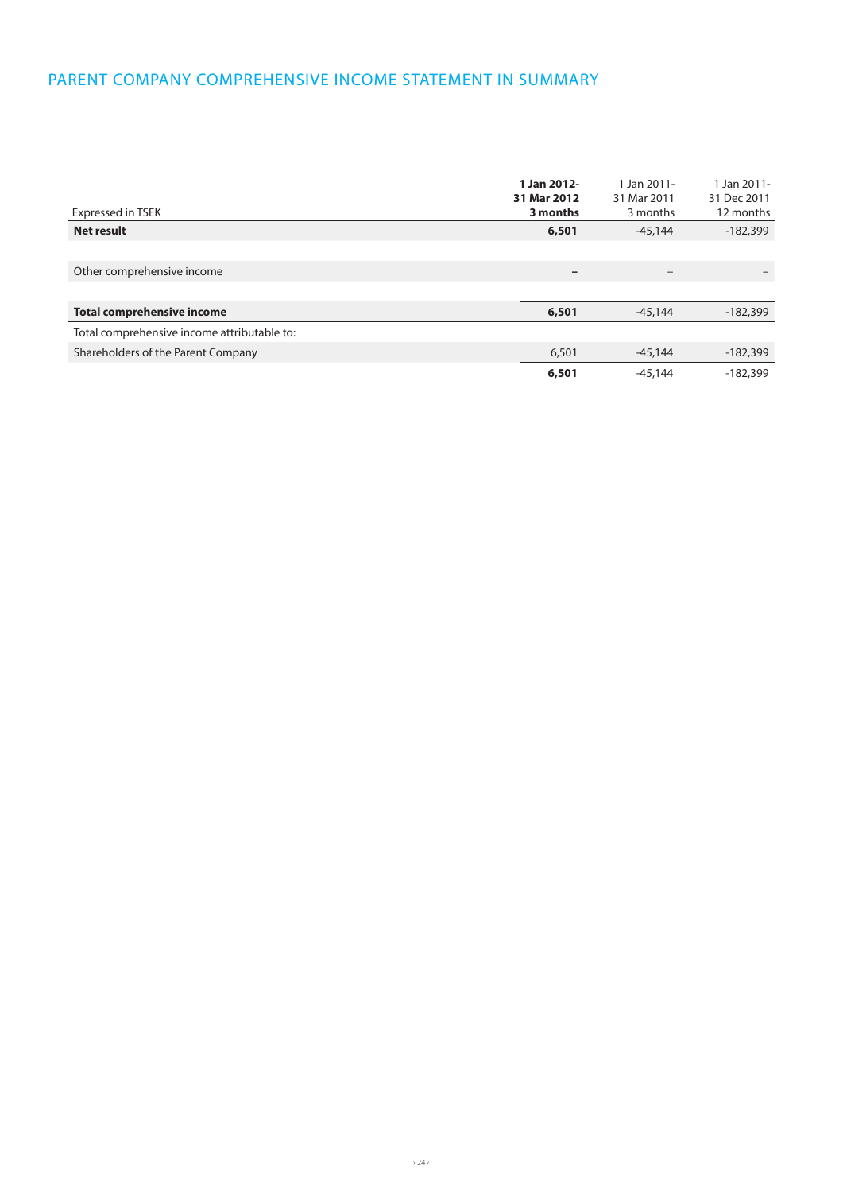## PARENT COMPANY COMPREHENSIVE INCOME STATEMENT IN SUMMARY

| Expressed in TSEK | **1 Jan 2012- 31 Mar 2012 3 months** | 1 Jan 2011- 31 Mar 2011 3 months | 1 Jan 2011- 31 Dec 2011 12 months |
|---|---|---|---|
| **Net result** | **6,501** | -45,144 | -182,399 |
| | | | |
| Other comprehensive income | **–** | – | – |
| | | | |
| **Total comprehensive income** | **6,501** | -45,144 | -182,399 |
| Total comprehensive income attributable to: | | | |
| Shareholders of the Parent Company | 6,501 | -45,144 | -182,399 |
| | **6,501** | -45,144 | -182,399 |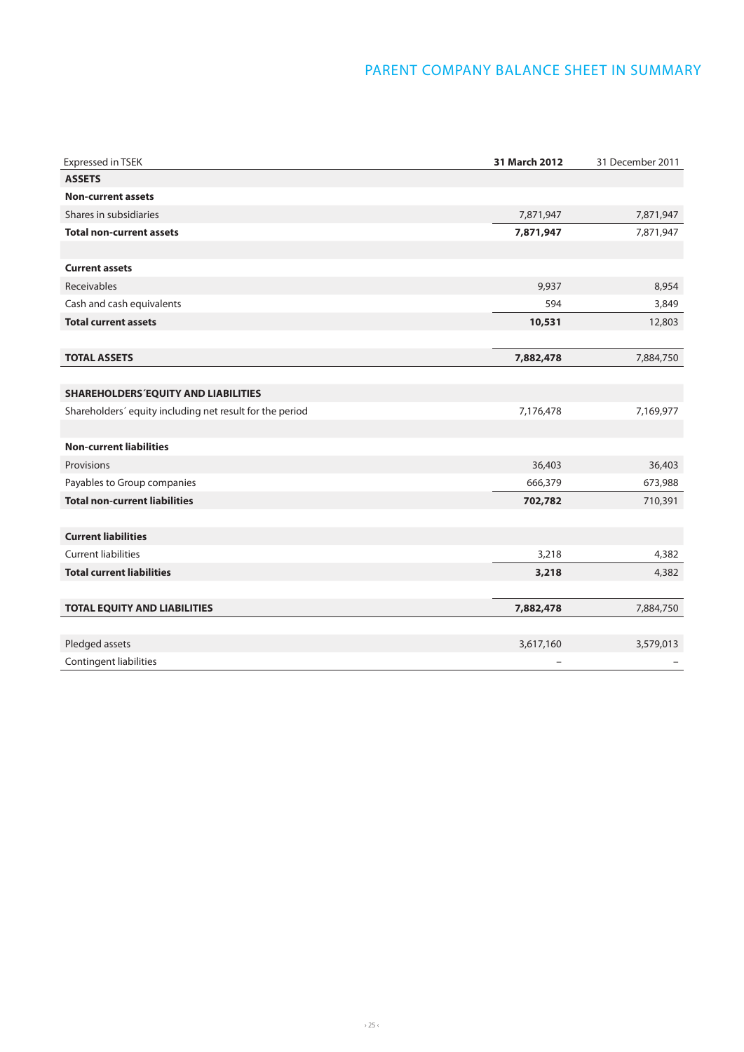# PARENT COMPANY BALANCE SHEET IN SUMMARY

| Expressed in TSEK | **31 March 2012** | 31 December 2011 |
|---|---|---|
| **ASSETS** | | |
| **Non-current assets** | | |
| Shares in subsidiaries | 7,871,947 | 7,871,947 |
| **Total non-current assets** | **7,871,947** | 7,871,947 |
| | | |
| **Current assets** | | |
| Receivables | 9,937 | 8,954 |
| Cash and cash equivalents | 594 | 3,849 |
| **Total current assets** | **10,531** | 12,803 |
| | | |
| **TOTAL ASSETS** | **7,882,478** | 7,884,750 |
| | | |
| **SHAREHOLDERS´EQUITY AND LIABILITIES** | | |
| Shareholders´ equity including net result for the period | 7,176,478 | 7,169,977 |
| | | |
| **Non-current liabilities** | | |
| Provisions | 36,403 | 36,403 |
| Payables to Group companies | 666,379 | 673,988 |
| **Total non-current liabilities** | **702,782** | 710,391 |
| | | |
| **Current liabilities** | | |
| Current liabilities | 3,218 | 4,382 |
| **Total current liabilities** | **3,218** | 4,382 |
| | | |
| **TOTAL EQUITY AND LIABILITIES** | **7,882,478** | 7,884,750 |
| | | |
| Pledged assets | 3,617,160 | 3,579,013 |
| Contingent liabilities | – | – |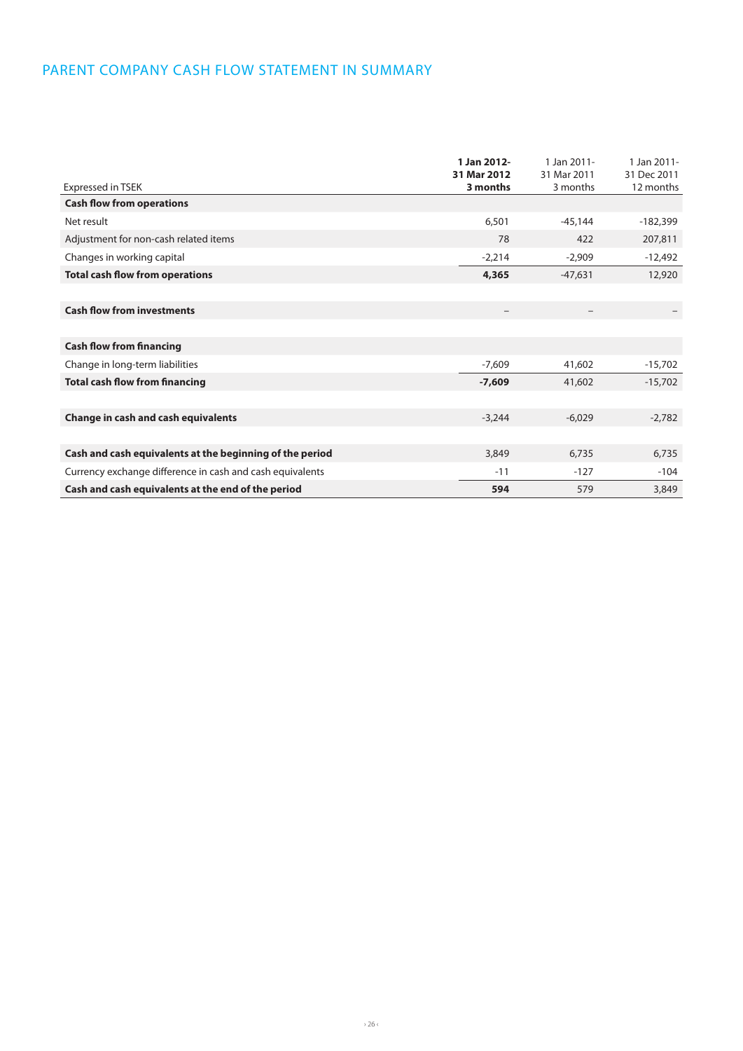# PARENT COMPANY CASH FLOW STATEMENT IN SUMMARY

| Expressed in TSEK | **1 Jan 2012- 31 Mar 2012 3 months** | 1 Jan 2011- 31 Mar 2011 3 months | 1 Jan 2011- 31 Dec 2011 12 months |
|---|---|---|---|
| **Cash flow from operations** | | | |
| Net result | 6,501 | -45,144 | -182,399 |
| Adjustment for non-cash related items | 78 | 422 | 207,811 |
| Changes in working capital | -2,214 | -2,909 | -12,492 |
| **Total cash flow from operations** | **4,365** | -47,631 | 12,920 |
| | | | |
| **Cash flow from investments** | – | – | – |
| | | | |
| **Cash flow from financing** | | | |
| Change in long-term liabilities | -7,609 | 41,602 | -15,702 |
| **Total cash flow from financing** | **-7,609** | 41,602 | -15,702 |
| | | | |
| **Change in cash and cash equivalents** | -3,244 | -6,029 | -2,782 |
| | | | |
| **Cash and cash equivalents at the beginning of the period** | 3,849 | 6,735 | 6,735 |
| Currency exchange difference in cash and cash equivalents | -11 | -127 | -104 |
| **Cash and cash equivalents at the end of the period** | **594** | 579 | 3,849 |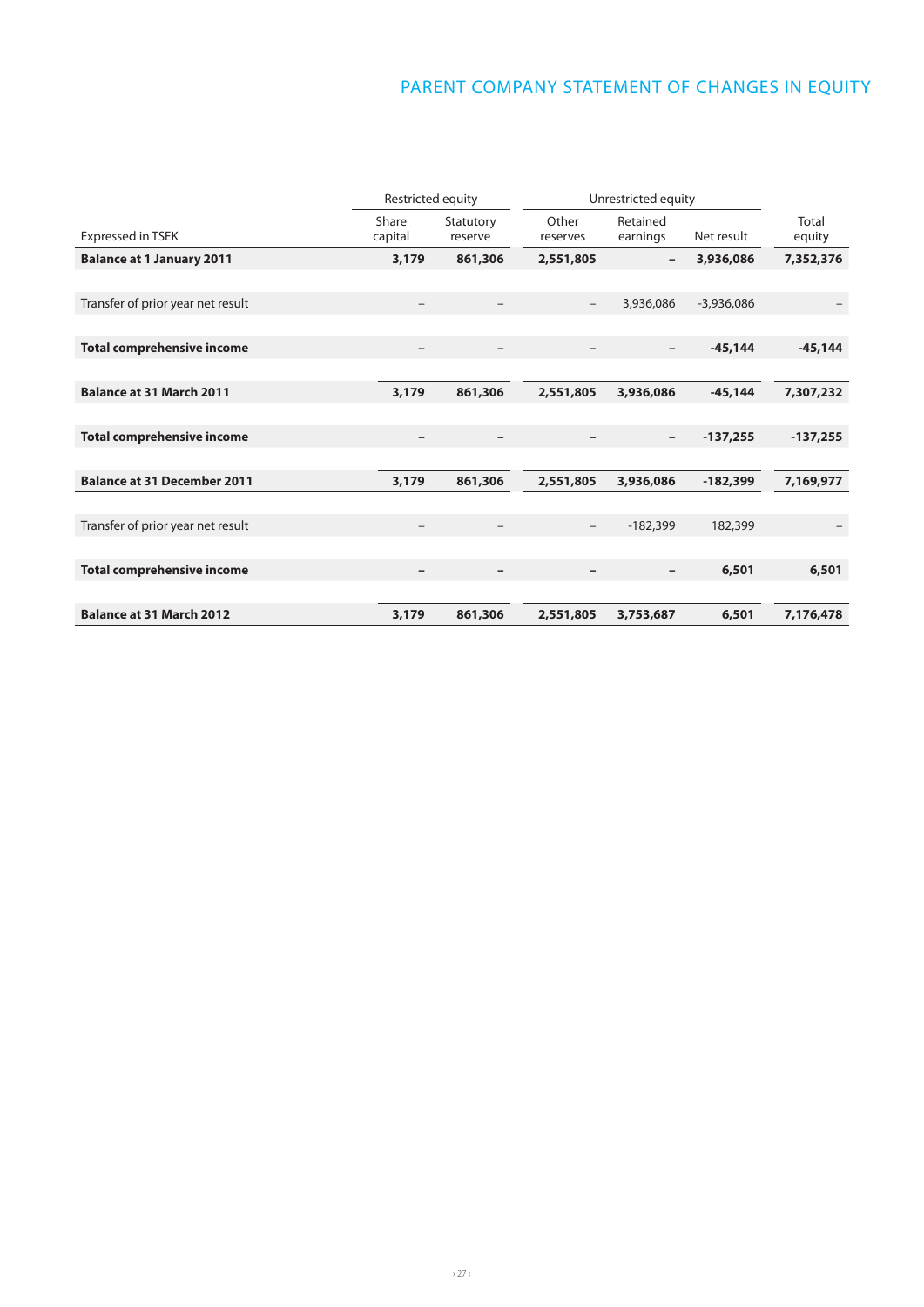# PARENT COMPANY STATEMENT OF CHANGES IN EQUITY

| | Restricted equity | | Unrestricted equity | | | |
|---|---|---|---|---|---|---|
| Expressed in TSEK | Share capital | Statutory reserve | Other reserves | Retained earnings | Net result | Total equity |
| **Balance at 1 January 2011** | **3,179** | **861,306** | **2,551,805** | **–** | **3,936,086** | **7,352,376** |
| Transfer of prior year net result | – | – | – | 3,936,086 | -3,936,086 | – |
| **Total comprehensive income** | **–** | **–** | **–** | **–** | **-45,144** | **-45,144** |
| **Balance at 31 March 2011** | **3,179** | **861,306** | **2,551,805** | **3,936,086** | **-45,144** | **7,307,232** |
| **Total comprehensive income** | **–** | **–** | **–** | **–** | **-137,255** | **-137,255** |
| **Balance at 31 December 2011** | **3,179** | **861,306** | **2,551,805** | **3,936,086** | **-182,399** | **7,169,977** |
| Transfer of prior year net result | – | – | – | -182,399 | 182,399 | – |
| **Total comprehensive income** | **–** | **–** | **–** | **–** | **6,501** | **6,501** |
| **Balance at 31 March 2012** | **3,179** | **861,306** | **2,551,805** | **3,753,687** | **6,501** | **7,176,478** |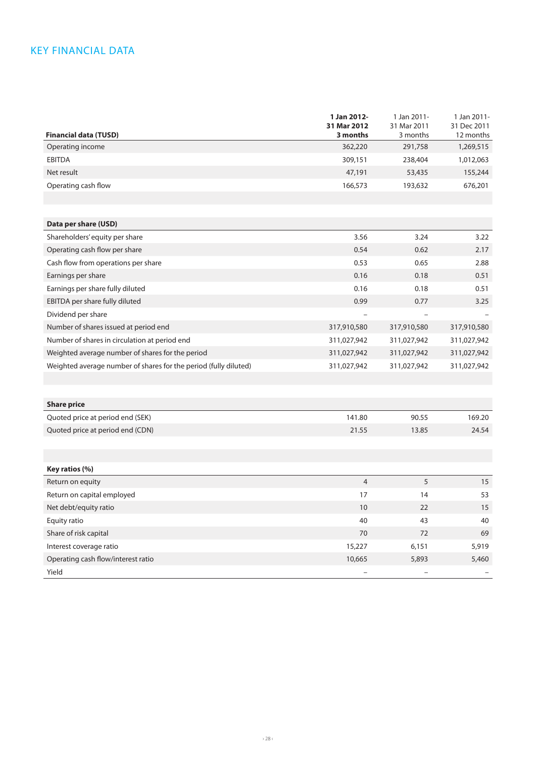# KEY FINANCIAL DATA

| Financial data (TUSD) | 1 Jan 2012-31 Mar 2012 3 months | 1 Jan 2011-31 Mar 2011 3 months | 1 Jan 2011-31 Dec 2011 12 months |
|---|---|---|---|
| Operating income | 362,220 | 291,758 | 1,269,515 |
| EBITDA | 309,151 | 238,404 | 1,012,063 |
| Net result | 47,191 | 53,435 | 155,244 |
| Operating cash flow | 166,573 | 193,632 | 676,201 |

| Data per share (USD) | | | |
|---|---|---|---|
| Shareholders' equity per share | 3.56 | 3.24 | 3.22 |
| Operating cash flow per share | 0.54 | 0.62 | 2.17 |
| Cash flow from operations per share | 0.53 | 0.65 | 2.88 |
| Earnings per share | 0.16 | 0.18 | 0.51 |
| Earnings per share fully diluted | 0.16 | 0.18 | 0.51 |
| EBITDA per share fully diluted | 0.99 | 0.77 | 3.25 |
| Dividend per share | – | – | – |
| Number of shares issued at period end | 317,910,580 | 317,910,580 | 317,910,580 |
| Number of shares in circulation at period end | 311,027,942 | 311,027,942 | 311,027,942 |
| Weighted average number of shares for the period | 311,027,942 | 311,027,942 | 311,027,942 |
| Weighted average number of shares for the period (fully diluted) | 311,027,942 | 311,027,942 | 311,027,942 |

| Share price | | | |
|---|---|---|---|
| Quoted price at period end (SEK) | 141.80 | 90.55 | 169.20 |
| Quoted price at period end (CDN) | 21.55 | 13.85 | 24.54 |

| Key ratios (%) | | | |
|---|---|---|---|
| Return on equity | 4 | 5 | 15 |
| Return on capital employed | 17 | 14 | 53 |
| Net debt/equity ratio | 10 | 22 | 15 |
| Equity ratio | 40 | 43 | 40 |
| Share of risk capital | 70 | 72 | 69 |
| Interest coverage ratio | 15,227 | 6,151 | 5,919 |
| Operating cash flow/interest ratio | 10,665 | 5,893 | 5,460 |
| Yield | – | – | – |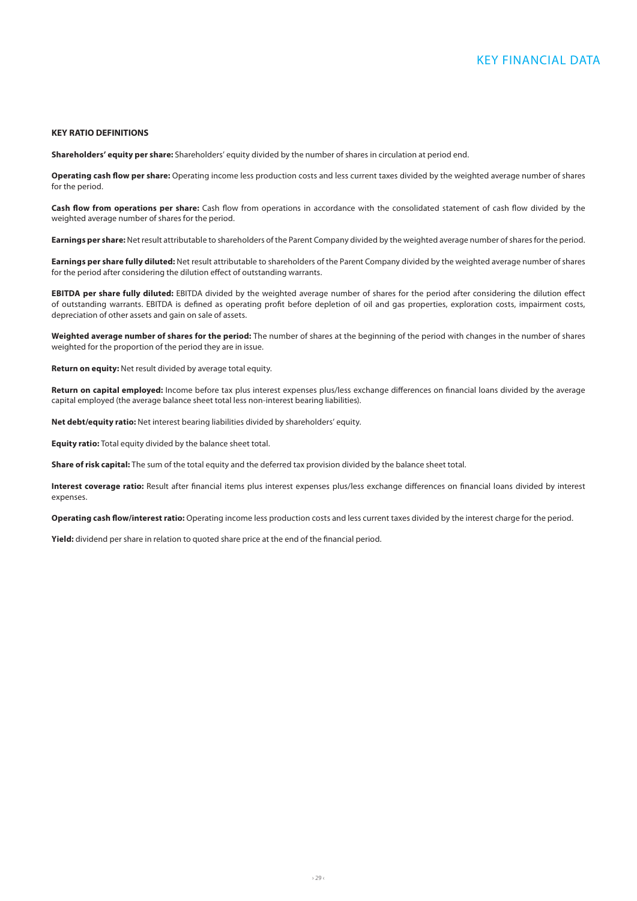## KEY RATIO DEFINITIONS

**Shareholders' equity per share:** Shareholders' equity divided by the number of shares in circulation at period end.

**Operating cash flow per share:** Operating income less production costs and less current taxes divided by the weighted average number of shares for the period.

**Cash flow from operations per share:** Cash flow from operations in accordance with the consolidated statement of cash flow divided by the weighted average number of shares for the period.

**Earnings per share:** Net result attributable to shareholders of the Parent Company divided by the weighted average number of shares for the period.

**Earnings per share fully diluted:** Net result attributable to shareholders of the Parent Company divided by the weighted average number of shares for the period after considering the dilution effect of outstanding warrants.

**EBITDA per share fully diluted:** EBITDA divided by the weighted average number of shares for the period after considering the dilution effect of outstanding warrants. EBITDA is defined as operating profit before depletion of oil and gas properties, exploration costs, impairment costs, depreciation of other assets and gain on sale of assets.

**Weighted average number of shares for the period:** The number of shares at the beginning of the period with changes in the number of shares weighted for the proportion of the period they are in issue.

**Return on equity:** Net result divided by average total equity.

**Return on capital employed:** Income before tax plus interest expenses plus/less exchange differences on financial loans divided by the average capital employed (the average balance sheet total less non-interest bearing liabilities).

**Net debt/equity ratio:** Net interest bearing liabilities divided by shareholders' equity.

**Equity ratio:** Total equity divided by the balance sheet total.

**Share of risk capital:** The sum of the total equity and the deferred tax provision divided by the balance sheet total.

**Interest coverage ratio:** Result after financial items plus interest expenses plus/less exchange differences on financial loans divided by interest expenses.

**Operating cash flow/interest ratio:** Operating income less production costs and less current taxes divided by the interest charge for the period.

**Yield:** dividend per share in relation to quoted share price at the end of the financial period.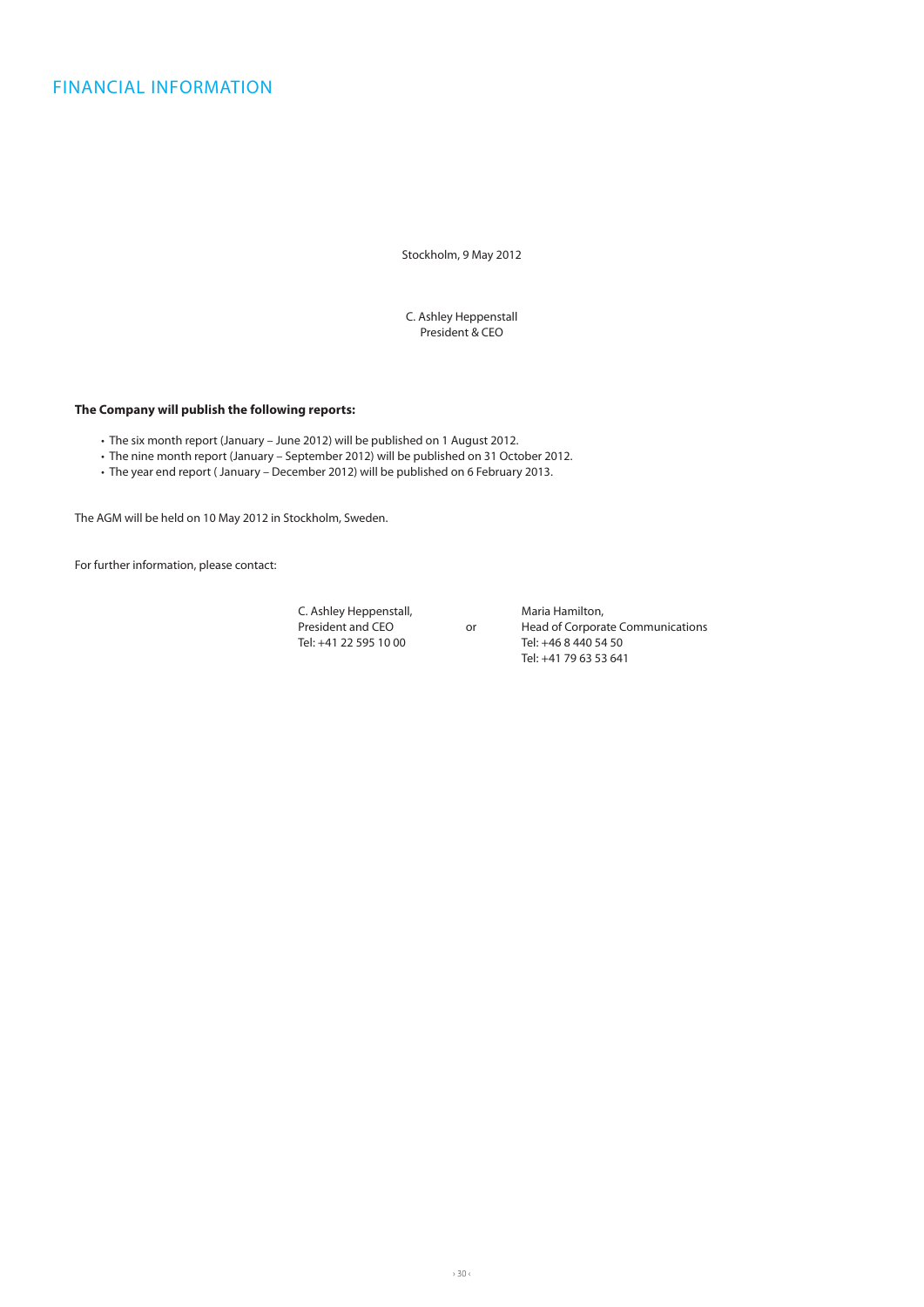## FINANCIAL INFORMATION

Stockholm, 9 May 2012

C. Ashley Heppenstall
President & CEO

**The Company will publish the following reports:**

- The six month report (January – June 2012) will be published on 1 August 2012.
- The nine month report (January – September 2012) will be published on 31 October 2012.
- The year end report ( January – December 2012) will be published on 6 February 2013.

The AGM will be held on 10 May 2012 in Stockholm, Sweden.

For further information, please contact:

C. Ashley Heppenstall,
President and CEO
Tel: +41 22 595 10 00

or

Maria Hamilton,
Head of Corporate Communications
Tel: +46 8 440 54 50
Tel: +41 79 63 53 641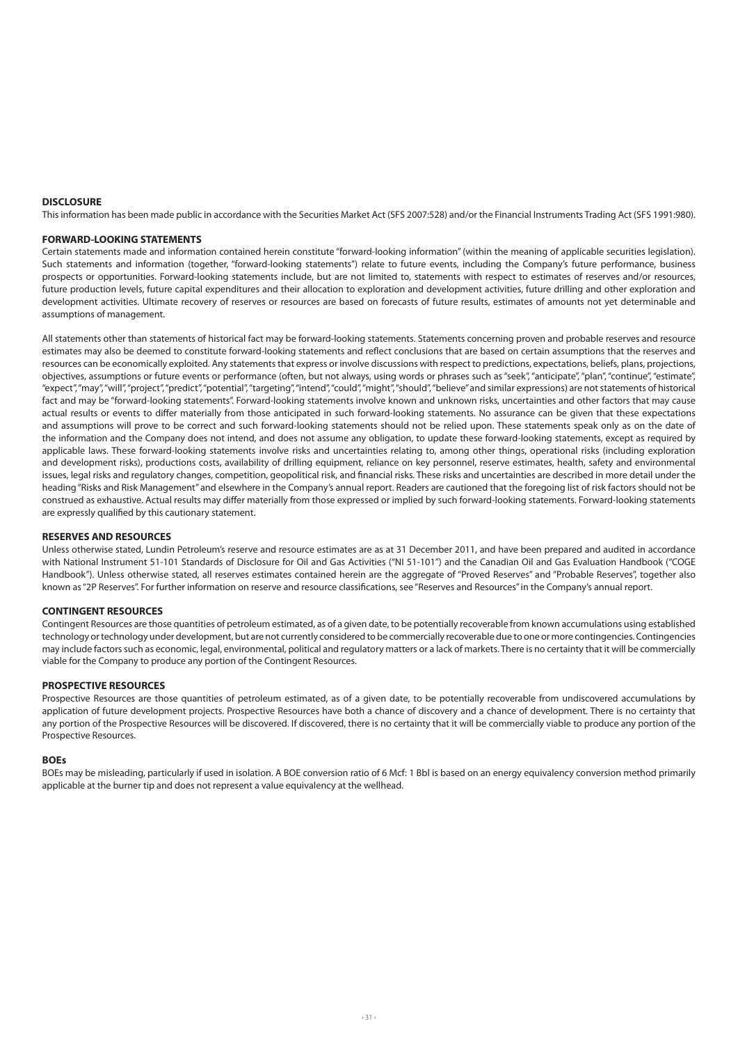## DISCLOSURE

This information has been made public in accordance with the Securities Market Act (SFS 2007:528) and/or the Financial Instruments Trading Act (SFS 1991:980).

## FORWARD-LOOKING STATEMENTS

Certain statements made and information contained herein constitute "forward-looking information" (within the meaning of applicable securities legislation). Such statements and information (together, "forward-looking statements") relate to future events, including the Company's future performance, business prospects or opportunities. Forward-looking statements include, but are not limited to, statements with respect to estimates of reserves and/or resources, future production levels, future capital expenditures and their allocation to exploration and development activities, future drilling and other exploration and development activities. Ultimate recovery of reserves or resources are based on forecasts of future results, estimates of amounts not yet determinable and assumptions of management.

All statements other than statements of historical fact may be forward-looking statements. Statements concerning proven and probable reserves and resource estimates may also be deemed to constitute forward-looking statements and reflect conclusions that are based on certain assumptions that the reserves and resources can be economically exploited. Any statements that express or involve discussions with respect to predictions, expectations, beliefs, plans, projections, objectives, assumptions or future events or performance (often, but not always, using words or phrases such as "seek", "anticipate", "plan", "continue", "estimate", "expect", "may", "will", "project", "predict", "potential", "targeting", "intend", "could", "might", "should", "believe" and similar expressions) are not statements of historical fact and may be "forward-looking statements". Forward-looking statements involve known and unknown risks, uncertainties and other factors that may cause actual results or events to differ materially from those anticipated in such forward-looking statements. No assurance can be given that these expectations and assumptions will prove to be correct and such forward-looking statements should not be relied upon. These statements speak only as on the date of the information and the Company does not intend, and does not assume any obligation, to update these forward-looking statements, except as required by applicable laws. These forward-looking statements involve risks and uncertainties relating to, among other things, operational risks (including exploration and development risks), productions costs, availability of drilling equipment, reliance on key personnel, reserve estimates, health, safety and environmental issues, legal risks and regulatory changes, competition, geopolitical risk, and financial risks. These risks and uncertainties are described in more detail under the heading "Risks and Risk Management" and elsewhere in the Company's annual report. Readers are cautioned that the foregoing list of risk factors should not be construed as exhaustive. Actual results may differ materially from those expressed or implied by such forward-looking statements. Forward-looking statements are expressly qualified by this cautionary statement.

## RESERVES AND RESOURCES

Unless otherwise stated, Lundin Petroleum's reserve and resource estimates are as at 31 December 2011, and have been prepared and audited in accordance with National Instrument 51-101 Standards of Disclosure for Oil and Gas Activities ("NI 51-101") and the Canadian Oil and Gas Evaluation Handbook ("COGE Handbook"). Unless otherwise stated, all reserves estimates contained herein are the aggregate of "Proved Reserves" and "Probable Reserves", together also known as "2P Reserves". For further information on reserve and resource classifications, see "Reserves and Resources" in the Company's annual report.

## CONTINGENT RESOURCES

Contingent Resources are those quantities of petroleum estimated, as of a given date, to be potentially recoverable from known accumulations using established technology or technology under development, but are not currently considered to be commercially recoverable due to one or more contingencies. Contingencies may include factors such as economic, legal, environmental, political and regulatory matters or a lack of markets. There is no certainty that it will be commercially viable for the Company to produce any portion of the Contingent Resources.

## PROSPECTIVE RESOURCES

Prospective Resources are those quantities of petroleum estimated, as of a given date, to be potentially recoverable from undiscovered accumulations by application of future development projects. Prospective Resources have both a chance of discovery and a chance of development. There is no certainty that any portion of the Prospective Resources will be discovered. If discovered, there is no certainty that it will be commercially viable to produce any portion of the Prospective Resources.

## BOEs

BOEs may be misleading, particularly if used in isolation. A BOE conversion ratio of 6 Mcf: 1 Bbl is based on an energy equivalency conversion method primarily applicable at the burner tip and does not represent a value equivalency at the wellhead.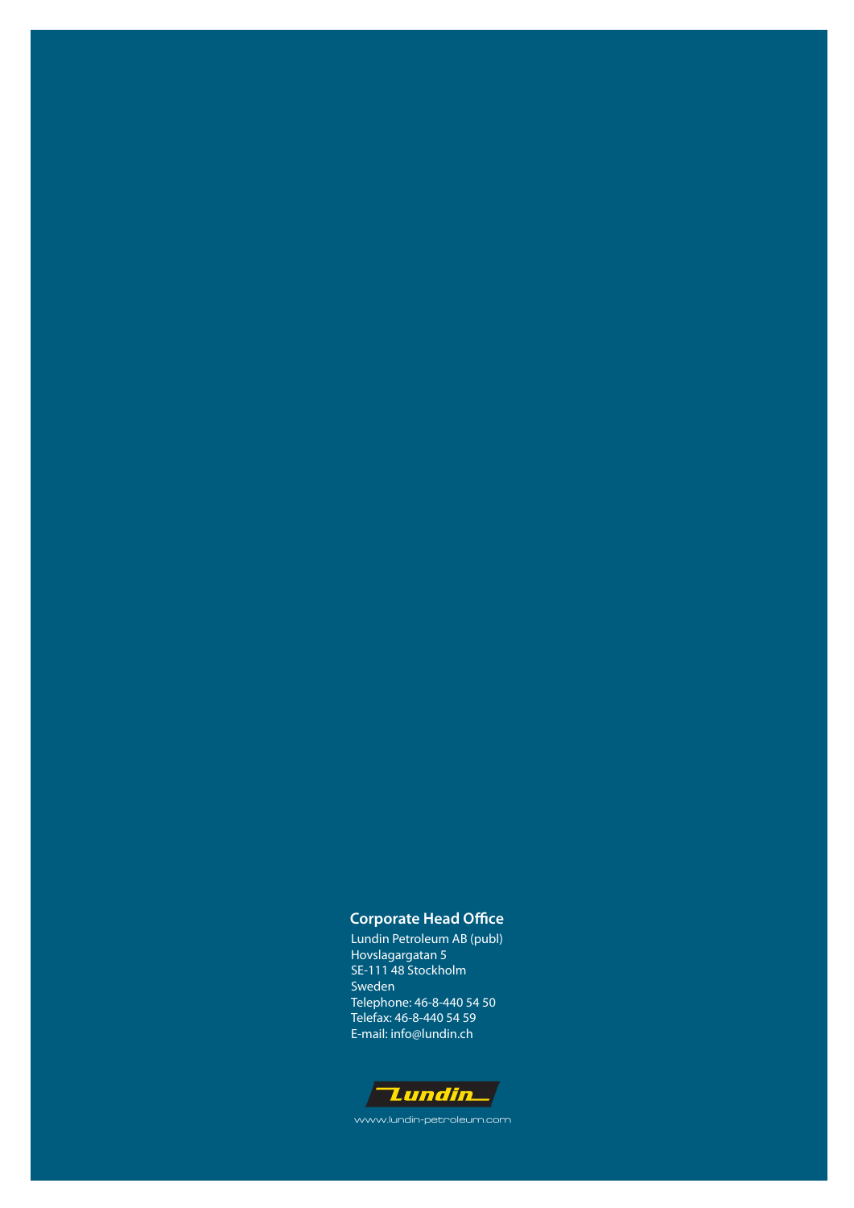**Corporate Head Office**

Lundin Petroleum AB (publ)
Hovslagargatan 5
SE-111 48 Stockholm
Sweden
Telephone: 46-8-440 54 50
Telefax: 46-8-440 54 59
E-mail: info@lundin.ch

Lundin

www.lundin-petroleum.com